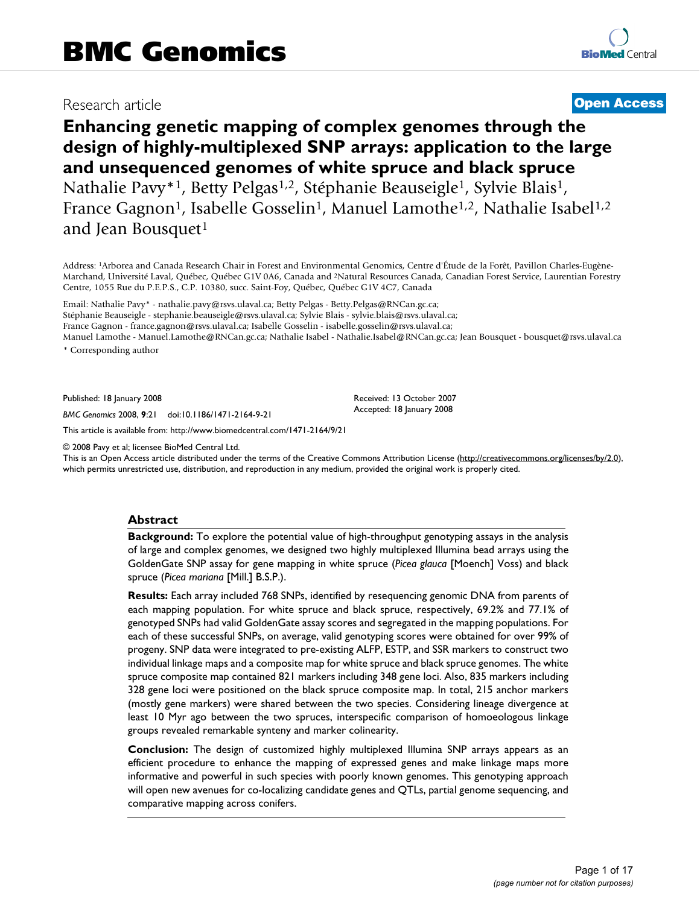Research article

**Open Access**

# Enhancing genetic mapping of complex genomes through the design of highly-multiplexed SNP arrays: application to the large and unsequenced genomes of white spruce and black spruce

Nathalie Pavy*[1], Betty Pelgas[1,2], Stéphanie Beauseigle[1], Sylvie Blais[1], France Gagnon[1], Isabelle Gosselin[1], Manuel Lamothe[1,2], Nathalie Isabel[1,2] and Jean Bousquet[1]

Address: [1]Arborea and Canada Research Chair in Forest and Environmental Genomics, Centre d'Étude de la Forêt, Pavillon Charles-Eugène-Marchand, Université Laval, Québec, Québec G1V 0A6, Canada and [2]Natural Resources Canada, Canadian Forest Service, Laurentian Forestry Centre, 1055 Rue du P.E.P.S., C.P. 10380, succ. Saint-Foy, Québec, Québec G1V 4C7, Canada

Email: Nathalie Pavy* - nathalie.pavy@rsvs.ulaval.ca; Betty Pelgas - Betty.Pelgas@RNCan.gc.ca; Stéphanie Beauseigle - stephanie.beauseigle@rsvs.ulaval.ca; Sylvie Blais - sylvie.blais@rsvs.ulaval.ca; France Gagnon - france.gagnon@rsvs.ulaval.ca; Isabelle Gosselin - isabelle.gosselin@rsvs.ulaval.ca; Manuel Lamothe - Manuel.Lamothe@RNCan.gc.ca; Nathalie Isabel - Nathalie.Isabel@RNCan.gc.ca; Jean Bousquet - bousquet@rsvs.ulaval.ca

\* Corresponding author

Published: 18 January 2008

*BMC Genomics* 2008, **9**:21 doi:10.1186/1471-2164-9-21

Received: 13 October 2007
Accepted: 18 January 2008

This article is available from: http://www.biomedcentral.com/1471-2164/9/21

© 2008 Pavy et al; licensee BioMed Central Ltd.
This is an Open Access article distributed under the terms of the Creative Commons Attribution License (http://creativecommons.org/licenses/by/2.0), which permits unrestricted use, distribution, and reproduction in any medium, provided the original work is properly cited.

## Abstract

**Background:** To explore the potential value of high-throughput genotyping assays in the analysis of large and complex genomes, we designed two highly multiplexed Illumina bead arrays using the GoldenGate SNP assay for gene mapping in white spruce (*Picea glauca* [Moench] Voss) and black spruce (*Picea mariana* [Mill.] B.S.P.).

**Results:** Each array included 768 SNPs, identified by resequencing genomic DNA from parents of each mapping population. For white spruce and black spruce, respectively, 69.2% and 77.1% of genotyped SNPs had valid GoldenGate assay scores and segregated in the mapping populations. For each of these successful SNPs, on average, valid genotyping scores were obtained for over 99% of progeny. SNP data were integrated to pre-existing ALFP, ESTP, and SSR markers to construct two individual linkage maps and a composite map for white spruce and black spruce genomes. The white spruce composite map contained 821 markers including 348 gene loci. Also, 835 markers including 328 gene loci were positioned on the black spruce composite map. In total, 215 anchor markers (mostly gene markers) were shared between the two species. Considering lineage divergence at least 10 Myr ago between the two spruces, interspecific comparison of homoeologous linkage groups revealed remarkable synteny and marker colinearity.

**Conclusion:** The design of customized highly multiplexed Illumina SNP arrays appears as an efficient procedure to enhance the mapping of expressed genes and make linkage maps more informative and powerful in such species with poorly known genomes. This genotyping approach will open new avenues for co-localizing candidate genes and QTLs, partial genome sequencing, and comparative mapping across conifers.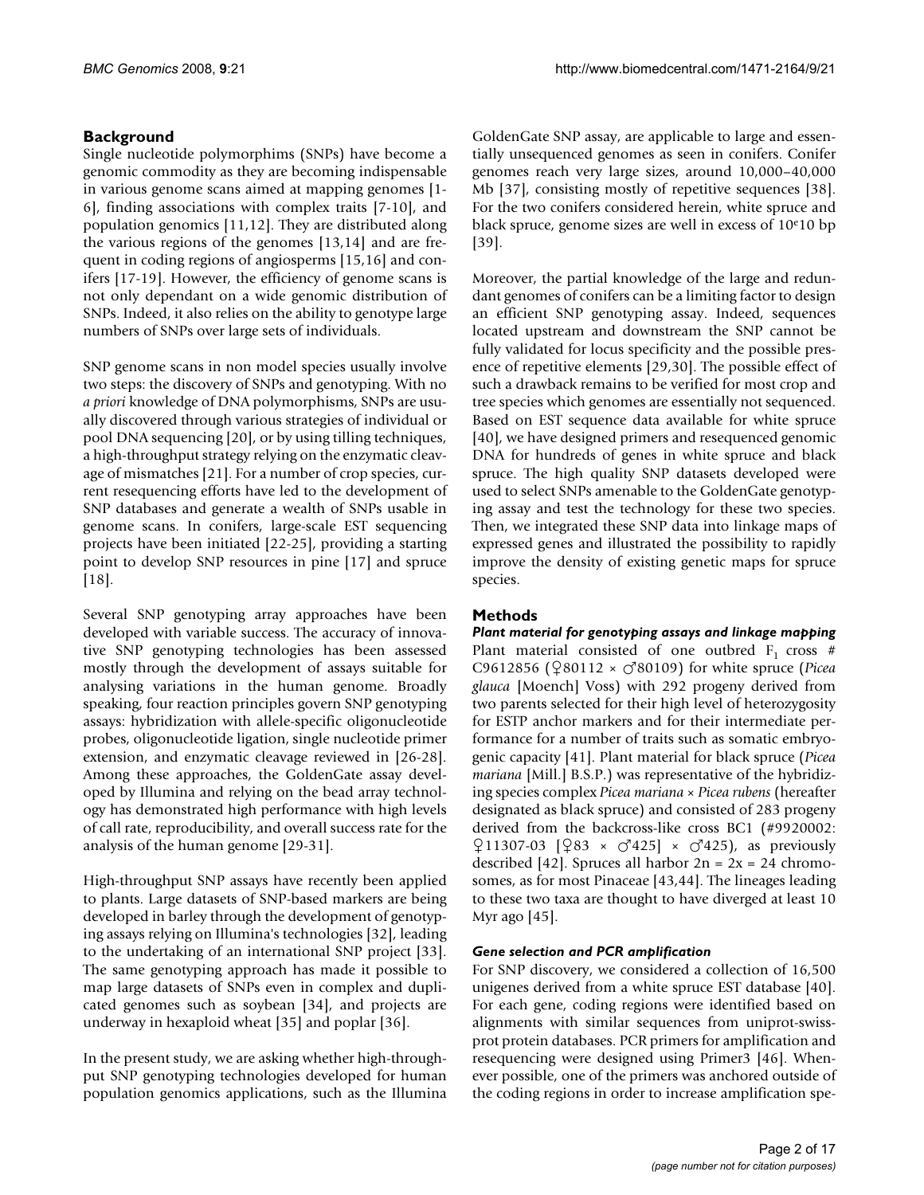## Background

Single nucleotide polymorphims (SNPs) have become a genomic commodity as they are becoming indispensable in various genome scans aimed at mapping genomes [1-6], finding associations with complex traits [7-10], and population genomics [11,12]. They are distributed along the various regions of the genomes [13,14] and are frequent in coding regions of angiosperms [15,16] and conifers [17-19]. However, the efficiency of genome scans is not only dependant on a wide genomic distribution of SNPs. Indeed, it also relies on the ability to genotype large numbers of SNPs over large sets of individuals.

SNP genome scans in non model species usually involve two steps: the discovery of SNPs and genotyping. With no *a priori* knowledge of DNA polymorphisms, SNPs are usually discovered through various strategies of individual or pool DNA sequencing [20], or by using tilling techniques, a high-throughput strategy relying on the enzymatic cleavage of mismatches [21]. For a number of crop species, current resequencing efforts have led to the development of SNP databases and generate a wealth of SNPs usable in genome scans. In conifers, large-scale EST sequencing projects have been initiated [22-25], providing a starting point to develop SNP resources in pine [17] and spruce [18].

Several SNP genotyping array approaches have been developed with variable success. The accuracy of innovative SNP genotyping technologies has been assessed mostly through the development of assays suitable for analysing variations in the human genome. Broadly speaking, four reaction principles govern SNP genotyping assays: hybridization with allele-specific oligonucleotide probes, oligonucleotide ligation, single nucleotide primer extension, and enzymatic cleavage reviewed in [26-28]. Among these approaches, the GoldenGate assay developed by Illumina and relying on the bead array technology has demonstrated high performance with high levels of call rate, reproducibility, and overall success rate for the analysis of the human genome [29-31].

High-throughput SNP assays have recently been applied to plants. Large datasets of SNP-based markers are being developed in barley through the development of genotyping assays relying on Illumina's technologies [32], leading to the undertaking of an international SNP project [33]. The same genotyping approach has made it possible to map large datasets of SNPs even in complex and duplicated genomes such as soybean [34], and projects are underway in hexaploid wheat [35] and poplar [36].

In the present study, we are asking whether high-throughput SNP genotyping technologies developed for human population genomics applications, such as the Illumina GoldenGate SNP assay, are applicable to large and essentially unsequenced genomes as seen in conifers. Conifer genomes reach very large sizes, around 10,000–40,000 Mb [37], consisting mostly of repetitive sequences [38]. For the two conifers considered herein, white spruce and black spruce, genome sizes are well in excess of $10^{e}10$ bp [39].

Moreover, the partial knowledge of the large and redundant genomes of conifers can be a limiting factor to design an efficient SNP genotyping assay. Indeed, sequences located upstream and downstream the SNP cannot be fully validated for locus specificity and the possible presence of repetitive elements [29,30]. The possible effect of such a drawback remains to be verified for most crop and tree species which genomes are essentially not sequenced. Based on EST sequence data available for white spruce [40], we have designed primers and resequenced genomic DNA for hundreds of genes in white spruce and black spruce. The high quality SNP datasets developed were used to select SNPs amenable to the GoldenGate genotyping assay and test the technology for these two species. Then, we integrated these SNP data into linkage maps of expressed genes and illustrated the possibility to rapidly improve the density of existing genetic maps for spruce species.

## Methods

### *Plant material for genotyping assays and linkage mapping*

Plant material consisted of one outbred $F_1$ cross # C9612856 (♀80112 × ♂80109) for white spruce (*Picea glauca* [Moench] Voss) with 292 progeny derived from two parents selected for their high level of heterozygosity for ESTP anchor markers and for their intermediate performance for a number of traits such as somatic embryogenic capacity [41]. Plant material for black spruce (*Picea mariana* [Mill.] B.S.P.) was representative of the hybridizing species complex *Picea mariana* × *Picea rubens* (hereafter designated as black spruce) and consisted of 283 progeny derived from the backcross-like cross BC1 (#9920002: ♀11307-03 [♀83 × ♂425] × ♂425), as previously described [42]. Spruces all harbor 2n = 2x = 24 chromosomes, as for most Pinaceae [43,44]. The lineages leading to these two taxa are thought to have diverged at least 10 Myr ago [45].

### *Gene selection and PCR amplification*

For SNP discovery, we considered a collection of 16,500 unigenes derived from a white spruce EST database [40]. For each gene, coding regions were identified based on alignments with similar sequences from uniprot-swissprot protein databases. PCR primers for amplification and resequencing were designed using Primer3 [46]. Whenever possible, one of the primers was anchored outside of the coding regions in order to increase amplification spe-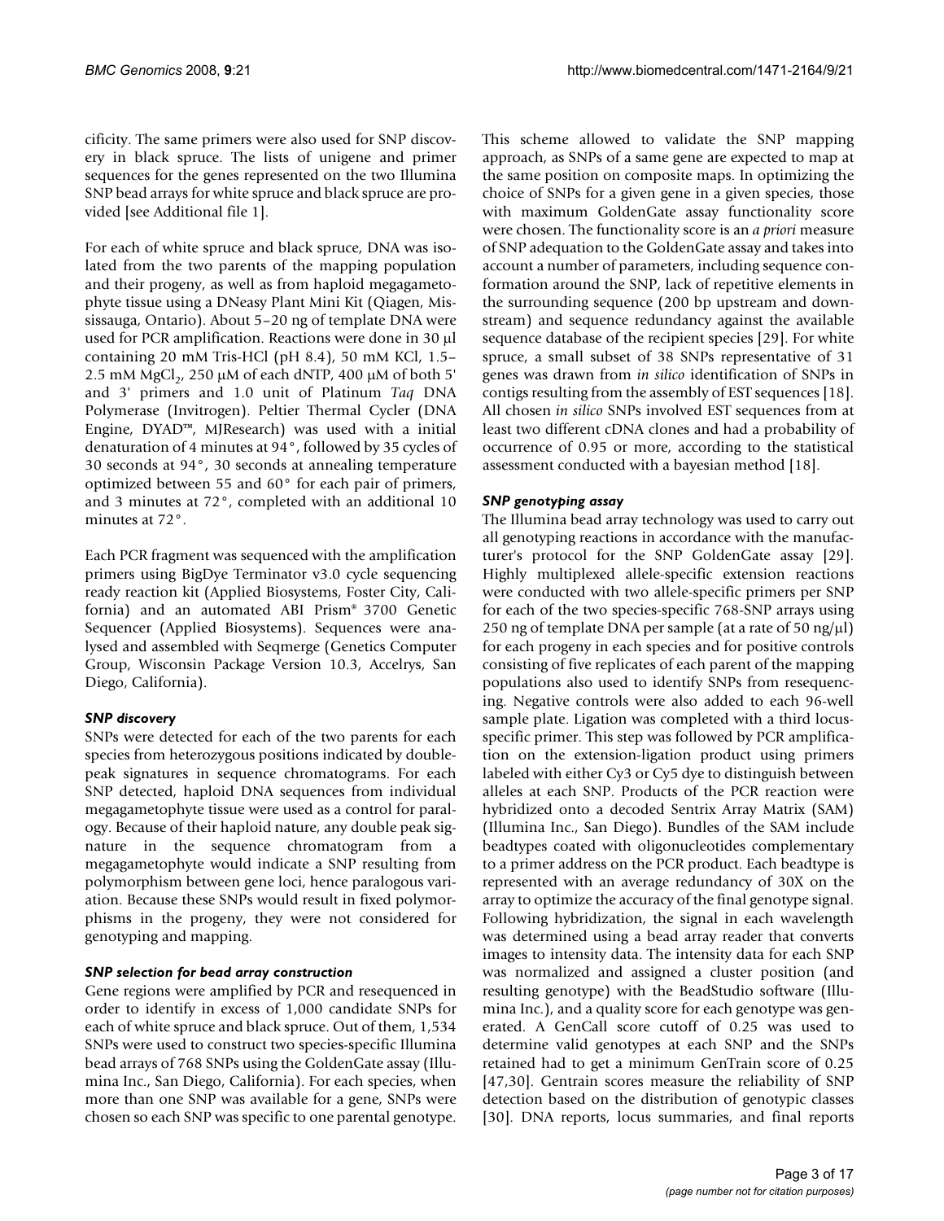cificity. The same primers were also used for SNP discovery in black spruce. The lists of unigene and primer sequences for the genes represented on the two Illumina SNP bead arrays for white spruce and black spruce are provided [see Additional file 1].

For each of white spruce and black spruce, DNA was isolated from the two parents of the mapping population and their progeny, as well as from haploid megagametophyte tissue using a DNeasy Plant Mini Kit (Qiagen, Mississauga, Ontario). About 5–20 ng of template DNA were used for PCR amplification. Reactions were done in 30 μl containing 20 mM Tris-HCl (pH 8.4), 50 mM KCl, 1.5–2.5 mM $MgCl_2$, 250 μM of each dNTP, 400 μM of both 5' and 3' primers and 1.0 unit of Platinum *Taq* DNA Polymerase (Invitrogen). Peltier Thermal Cycler (DNA Engine, DYAD™, MJResearch) was used with a initial denaturation of 4 minutes at 94°, followed by 35 cycles of 30 seconds at 94°, 30 seconds at annealing temperature optimized between 55 and 60° for each pair of primers, and 3 minutes at 72°, completed with an additional 10 minutes at 72°.

Each PCR fragment was sequenced with the amplification primers using BigDye Terminator v3.0 cycle sequencing ready reaction kit (Applied Biosystems, Foster City, California) and an automated ABI Prism® 3700 Genetic Sequencer (Applied Biosystems). Sequences were analysed and assembled with Seqmerge (Genetics Computer Group, Wisconsin Package Version 10.3, Accelrys, San Diego, California).

### SNP discovery

SNPs were detected for each of the two parents for each species from heterozygous positions indicated by double-peak signatures in sequence chromatograms. For each SNP detected, haploid DNA sequences from individual megagametophyte tissue were used as a control for paralogy. Because of their haploid nature, any double peak signature in the sequence chromatogram from a megagametophyte would indicate a SNP resulting from polymorphism between gene loci, hence paralogous variation. Because these SNPs would result in fixed polymorphisms in the progeny, they were not considered for genotyping and mapping.

### SNP selection for bead array construction

Gene regions were amplified by PCR and resequenced in order to identify in excess of 1,000 candidate SNPs for each of white spruce and black spruce. Out of them, 1,534 SNPs were used to construct two species-specific Illumina bead arrays of 768 SNPs using the GoldenGate assay (Illumina Inc., San Diego, California). For each species, when more than one SNP was available for a gene, SNPs were chosen so each SNP was specific to one parental genotype. This scheme allowed to validate the SNP mapping approach, as SNPs of a same gene are expected to map at the same position on composite maps. In optimizing the choice of SNPs for a given gene in a given species, those with maximum GoldenGate assay functionality score were chosen. The functionality score is an *a priori* measure of SNP adequation to the GoldenGate assay and takes into account a number of parameters, including sequence conformation around the SNP, lack of repetitive elements in the surrounding sequence (200 bp upstream and downstream) and sequence redundancy against the available sequence database of the recipient species [29]. For white spruce, a small subset of 38 SNPs representative of 31 genes was drawn from *in silico* identification of SNPs in contigs resulting from the assembly of EST sequences [18]. All chosen *in silico* SNPs involved EST sequences from at least two different cDNA clones and had a probability of occurrence of 0.95 or more, according to the statistical assessment conducted with a bayesian method [18].

### SNP genotyping assay

The Illumina bead array technology was used to carry out all genotyping reactions in accordance with the manufacturer's protocol for the SNP GoldenGate assay [29]. Highly multiplexed allele-specific extension reactions were conducted with two allele-specific primers per SNP for each of the two species-specific 768-SNP arrays using 250 ng of template DNA per sample (at a rate of 50 ng/μl) for each progeny in each species and for positive controls consisting of five replicates of each parent of the mapping populations also used to identify SNPs from resequencing. Negative controls were also added to each 96-well sample plate. Ligation was completed with a third locus-specific primer. This step was followed by PCR amplification on the extension-ligation product using primers labeled with either Cy3 or Cy5 dye to distinguish between alleles at each SNP. Products of the PCR reaction were hybridized onto a decoded Sentrix Array Matrix (SAM) (Illumina Inc., San Diego). Bundles of the SAM include beadtypes coated with oligonucleotides complementary to a primer address on the PCR product. Each beadtype is represented with an average redundancy of 30X on the array to optimize the accuracy of the final genotype signal. Following hybridization, the signal in each wavelength was determined using a bead array reader that converts images to intensity data. The intensity data for each SNP was normalized and assigned a cluster position (and resulting genotype) with the BeadStudio software (Illumina Inc.), and a quality score for each genotype was generated. A GenCall score cutoff of 0.25 was used to determine valid genotypes at each SNP and the SNPs retained had to get a minimum GenTrain score of 0.25 [47,30]. Gentrain scores measure the reliability of SNP detection based on the distribution of genotypic classes [30]. DNA reports, locus summaries, and final reports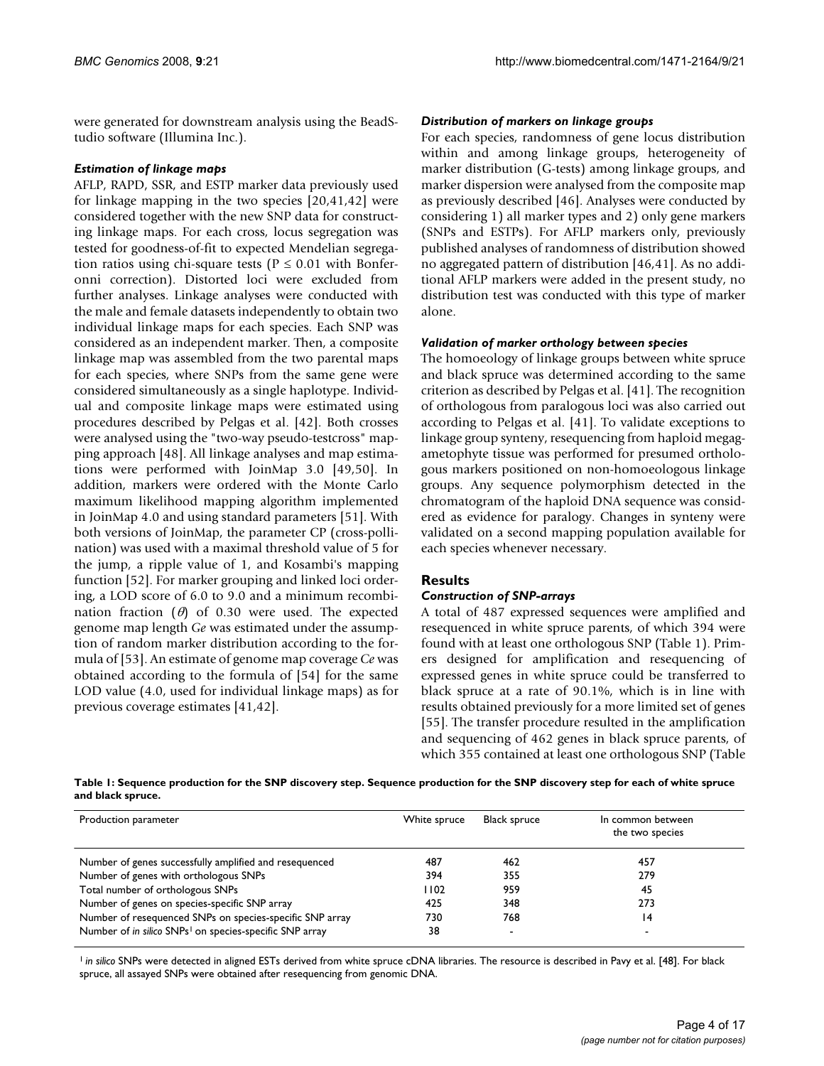were generated for downstream analysis using the BeadStudio software (Illumina Inc.).

#### *Estimation of linkage maps*

AFLP, RAPD, SSR, and ESTP marker data previously used for linkage mapping in the two species [20,41,42] were considered together with the new SNP data for constructing linkage maps. For each cross, locus segregation was tested for goodness-of-fit to expected Mendelian segregation ratios using chi-square tests ($P \leq 0.01$ with Bonferonni correction). Distorted loci were excluded from further analyses. Linkage analyses were conducted with the male and female datasets independently to obtain two individual linkage maps for each species. Each SNP was considered as an independent marker. Then, a composite linkage map was assembled from the two parental maps for each species, where SNPs from the same gene were considered simultaneously as a single haplotype. Individual and composite linkage maps were estimated using procedures described by Pelgas et al. [42]. Both crosses were analysed using the "two-way pseudo-testcross" mapping approach [48]. All linkage analyses and map estimations were performed with JoinMap 3.0 [49,50]. In addition, markers were ordered with the Monte Carlo maximum likelihood mapping algorithm implemented in JoinMap 4.0 and using standard parameters [51]. With both versions of JoinMap, the parameter CP (cross-pollination) was used with a maximal threshold value of 5 for the jump, a ripple value of 1, and Kosambi's mapping function [52]. For marker grouping and linked loci ordering, a LOD score of 6.0 to 9.0 and a minimum recombination fraction ($\theta$) of 0.30 were used. The expected genome map length *Ge* was estimated under the assumption of random marker distribution according to the formula of [53]. An estimate of genome map coverage *Ce* was obtained according to the formula of [54] for the same LOD value (4.0, used for individual linkage maps) as for previous coverage estimates [41,42].

#### *Distribution of markers on linkage groups*

For each species, randomness of gene locus distribution within and among linkage groups, heterogeneity of marker distribution (G-tests) among linkage groups, and marker dispersion were analysed from the composite map as previously described [46]. Analyses were conducted by considering 1) all marker types and 2) only gene markers (SNPs and ESTPs). For AFLP markers only, previously published analyses of randomness of distribution showed no aggregated pattern of distribution [46,41]. As no additional AFLP markers were added in the present study, no distribution test was conducted with this type of marker alone.

#### *Validation of marker orthology between species*

The homoeology of linkage groups between white spruce and black spruce was determined according to the same criterion as described by Pelgas et al. [41]. The recognition of orthologous from paralogous loci was also carried out according to Pelgas et al. [41]. To validate exceptions to linkage group synteny, resequencing from haploid megagametophyte tissue was performed for presumed orthologous markers positioned on non-homoeologous linkage groups. Any sequence polymorphism detected in the chromatogram of the haploid DNA sequence was considered as evidence for paralogy. Changes in synteny were validated on a second mapping population available for each species whenever necessary.

## Results

#### *Construction of SNP-arrays*

A total of 487 expressed sequences were amplified and resequenced in white spruce parents, of which 394 were found with at least one orthologous SNP (Table 1). Primers designed for amplification and resequencing of expressed genes in white spruce could be transferred to black spruce at a rate of 90.1%, which is in line with results obtained previously for a more limited set of genes [55]. The transfer procedure resulted in the amplification and sequencing of 462 genes in black spruce parents, of which 355 contained at least one orthologous SNP (Table

**Table 1: Sequence production for the SNP discovery step. Sequence production for the SNP discovery step for each of white spruce and black spruce.**

| Production parameter | White spruce | Black spruce | In common between the two species |
|---|---|---|---|
| Number of genes successfully amplified and resequenced | 487 | 462 | 457 |
| Number of genes with orthologous SNPs | 394 | 355 | 279 |
| Total number of orthologous SNPs | 1102 | 959 | 45 |
| Number of genes on species-specific SNP array | 425 | 348 | 273 |
| Number of resequenced SNPs on species-specific SNP array | 730 | 768 | 14 |
| Number of *in silico* SNPs[1] on species-specific SNP array | 38 | - | - |

[1] *in silico* SNPs were detected in aligned ESTs derived from white spruce cDNA libraries. The resource is described in Pavy et al. [48]. For black spruce, all assayed SNPs were obtained after resequencing from genomic DNA.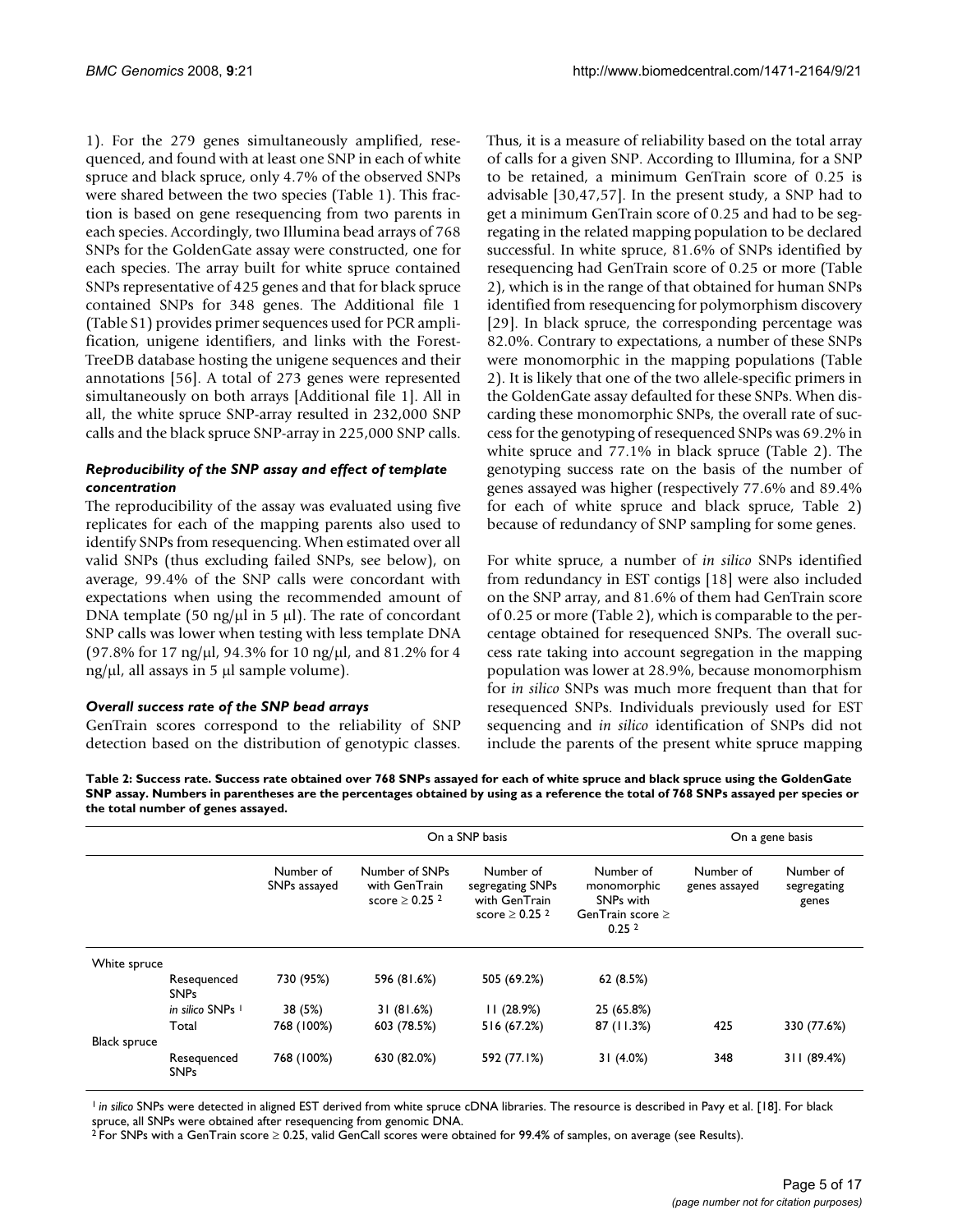1). For the 279 genes simultaneously amplified, resequenced, and found with at least one SNP in each of white spruce and black spruce, only 4.7% of the observed SNPs were shared between the two species (Table 1). This fraction is based on gene resequencing from two parents in each species. Accordingly, two Illumina bead arrays of 768 SNPs for the GoldenGate assay were constructed, one for each species. The array built for white spruce contained SNPs representative of 425 genes and that for black spruce contained SNPs for 348 genes. The Additional file 1 (Table S1) provides primer sequences used for PCR amplification, unigene identifiers, and links with the ForestTreeDB database hosting the unigene sequences and their annotations [56]. A total of 273 genes were represented simultaneously on both arrays [Additional file 1]. All in all, the white spruce SNP-array resulted in 232,000 SNP calls and the black spruce SNP-array in 225,000 SNP calls.

### *Reproducibility of the SNP assay and effect of template concentration*

The reproducibility of the assay was evaluated using five replicates for each of the mapping parents also used to identify SNPs from resequencing. When estimated over all valid SNPs (thus excluding failed SNPs, see below), on average, 99.4% of the SNP calls were concordant with expectations when using the recommended amount of DNA template (50 ng/μl in 5 μl). The rate of concordant SNP calls was lower when testing with less template DNA (97.8% for 17 ng/μl, 94.3% for 10 ng/μl, and 81.2% for 4 ng/μl, all assays in 5 μl sample volume).

### *Overall success rate of the SNP bead arrays*

GenTrain scores correspond to the reliability of SNP detection based on the distribution of genotypic classes. Thus, it is a measure of reliability based on the total array of calls for a given SNP. According to Illumina, for a SNP to be retained, a minimum GenTrain score of 0.25 is advisable [30,47,57]. In the present study, a SNP had to get a minimum GenTrain score of 0.25 and had to be segregating in the related mapping population to be declared successful. In white spruce, 81.6% of SNPs identified by resequencing had GenTrain score of 0.25 or more (Table 2), which is in the range of that obtained for human SNPs identified from resequencing for polymorphism discovery [29]. In black spruce, the corresponding percentage was 82.0%. Contrary to expectations, a number of these SNPs were monomorphic in the mapping populations (Table 2). It is likely that one of the two allele-specific primers in the GoldenGate assay defaulted for these SNPs. When discarding these monomorphic SNPs, the overall rate of success for the genotyping of resequenced SNPs was 69.2% in white spruce and 77.1% in black spruce (Table 2). The genotyping success rate on the basis of the number of genes assayed was higher (respectively 77.6% and 89.4% for each of white spruce and black spruce, Table 2) because of redundancy of SNP sampling for some genes.

For white spruce, a number of *in silico* SNPs identified from redundancy in EST contigs [18] were also included on the SNP array, and 81.6% of them had GenTrain score of 0.25 or more (Table 2), which is comparable to the percentage obtained for resequenced SNPs. The overall success rate taking into account segregation in the mapping population was lower at 28.9%, because monomorphism for *in silico* SNPs was much more frequent than that for resequenced SNPs. Individuals previously used for EST sequencing and *in silico* identification of SNPs did not include the parents of the present white spruce mapping

**Table 2: Success rate. Success rate obtained over 768 SNPs assayed for each of white spruce and black spruce using the GoldenGate SNP assay. Numbers in parentheses are the percentages obtained by using as a reference the total of 768 SNPs assayed per species or the total number of genes assayed.**

| | | On a SNP basis | | | | On a gene basis | |
|---|---|---|---|---|---|---|---|
| | | Number of SNPs assayed | Number of SNPs with GenTrain score ≥ 0.25 [2] | Number of segregating SNPs with GenTrain score ≥ 0.25 [2] | Number of monomorphic SNPs with GenTrain score ≥ 0.25 [2] | Number of genes assayed | Number of segregating genes |
| White spruce | | | | | | | |
| | Resequenced SNPs | 730 (95%) | 596 (81.6%) | 505 (69.2%) | 62 (8.5%) | | |
| | *in silico* SNPs [1] | 38 (5%) | 31 (81.6%) | 11 (28.9%) | 25 (65.8%) | | |
| | Total | 768 (100%) | 603 (78.5%) | 516 (67.2%) | 87 (11.3%) | 425 | 330 (77.6%) |
| Black spruce | | | | | | | |
| | Resequenced SNPs | 768 (100%) | 630 (82.0%) | 592 (77.1%) | 31 (4.0%) | 348 | 311 (89.4%) |

[1] *in silico* SNPs were detected in aligned EST derived from white spruce cDNA libraries. The resource is described in Pavy et al. [18]. For black spruce, all SNPs were obtained after resequencing from genomic DNA.

[2] For SNPs with a GenTrain score ≥ 0.25, valid GenCall scores were obtained for 99.4% of samples, on average (see Results).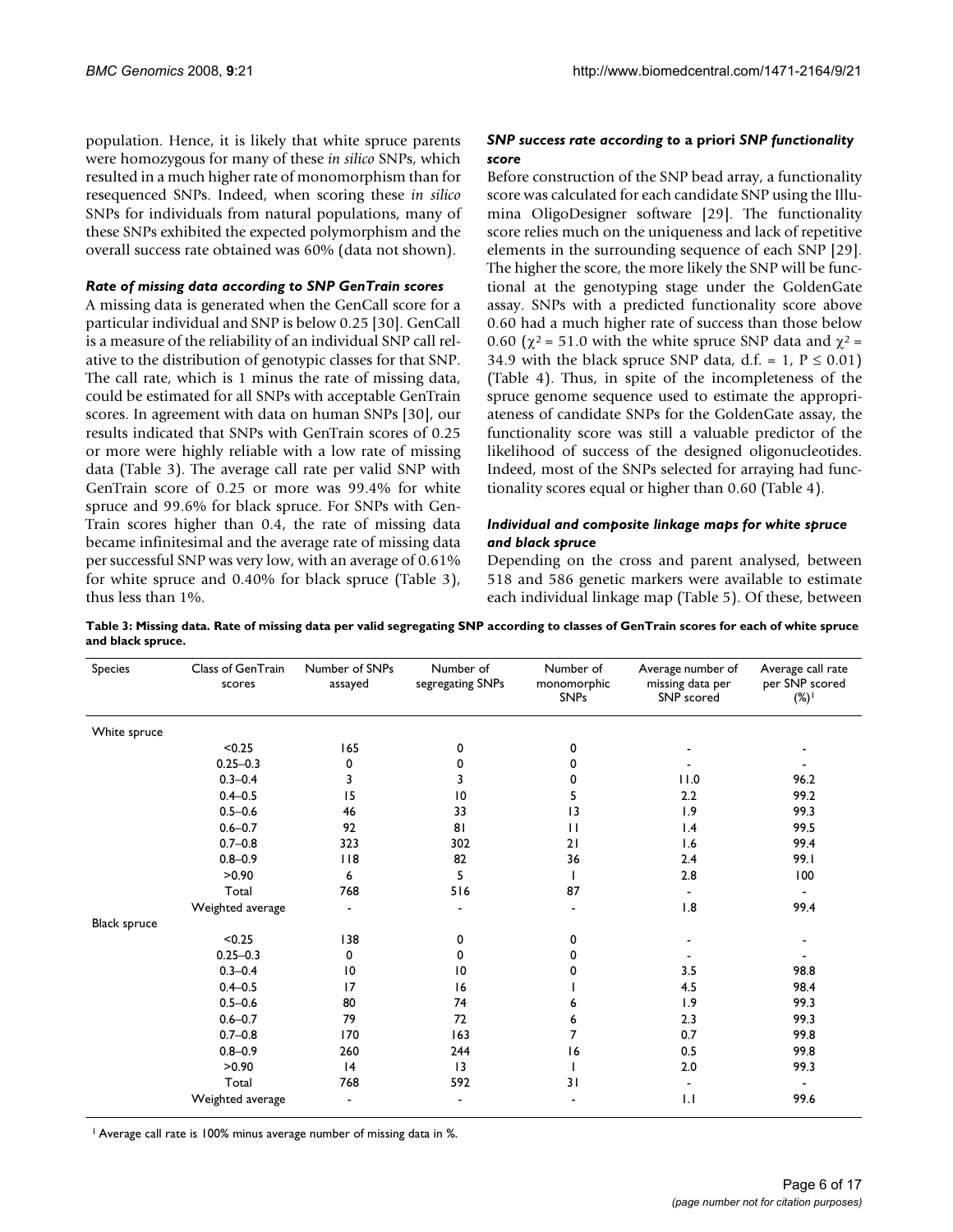population. Hence, it is likely that white spruce parents were homozygous for many of these *in silico* SNPs, which resulted in a much higher rate of monomorphism than for resequenced SNPs. Indeed, when scoring these *in silico* SNPs for individuals from natural populations, many of these SNPs exhibited the expected polymorphism and the overall success rate obtained was 60% (data not shown).

### *Rate of missing data according to SNP GenTrain scores*

A missing data is generated when the GenCall score for a particular individual and SNP is below 0.25 [30]. GenCall is a measure of the reliability of an individual SNP call relative to the distribution of genotypic classes for that SNP. The call rate, which is 1 minus the rate of missing data, could be estimated for all SNPs with acceptable GenTrain scores. In agreement with data on human SNPs [30], our results indicated that SNPs with GenTrain scores of 0.25 or more were highly reliable with a low rate of missing data (Table 3). The average call rate per valid SNP with GenTrain score of 0.25 or more was 99.4% for white spruce and 99.6% for black spruce. For SNPs with GenTrain scores higher than 0.4, the rate of missing data became infinitesimal and the average rate of missing data per successful SNP was very low, with an average of 0.61% for white spruce and 0.40% for black spruce (Table 3), thus less than 1%.

### *SNP success rate according to* a priori *SNP functionality score*

Before construction of the SNP bead array, a functionality score was calculated for each candidate SNP using the Illumina OligoDesigner software [29]. The functionality score relies much on the uniqueness and lack of repetitive elements in the surrounding sequence of each SNP [29]. The higher the score, the more likely the SNP will be functional at the genotyping stage under the GoldenGate assay. SNPs with a predicted functionality score above 0.60 had a much higher rate of success than those below 0.60 ($\chi^2 = 51.0$ with the white spruce SNP data and $\chi^2 = 34.9$ with the black spruce SNP data, d.f. = 1, $P \leq 0.01$) (Table 4). Thus, in spite of the incompleteness of the spruce genome sequence used to estimate the appropriateness of candidate SNPs for the GoldenGate assay, the functionality score was still a valuable predictor of the likelihood of success of the designed oligonucleotides. Indeed, most of the SNPs selected for arraying had functionality scores equal or higher than 0.60 (Table 4).

### *Individual and composite linkage maps for white spruce and black spruce*

Depending on the cross and parent analysed, between 518 and 586 genetic markers were available to estimate each individual linkage map (Table 5). Of these, between

**Table 3: Missing data. Rate of missing data per valid segregating SNP according to classes of GenTrain scores for each of white spruce and black spruce.**

| Species | Class of GenTrain scores | Number of SNPs assayed | Number of segregating SNPs | Number of monomorphic SNPs | Average number of missing data per SNP scored | Average call rate per SNP scored (%)[1] |
|---|---|---|---|---|---|---|
| White spruce | | | | | | |
| | <0.25 | 165 | 0 | 0 | - | - |
| | 0.25–0.3 | 0 | 0 | 0 | - | - |
| | 0.3–0.4 | 3 | 3 | 0 | 11.0 | 96.2 |
| | 0.4–0.5 | 15 | 10 | 5 | 2.2 | 99.2 |
| | 0.5–0.6 | 46 | 33 | 13 | 1.9 | 99.3 |
| | 0.6–0.7 | 92 | 81 | 11 | 1.4 | 99.5 |
| | 0.7–0.8 | 323 | 302 | 21 | 1.6 | 99.4 |
| | 0.8–0.9 | 118 | 82 | 36 | 2.4 | 99.1 |
| | >0.90 | 6 | 5 | 1 | 2.8 | 100 |
| | Total | 768 | 516 | 87 | - | - |
| | Weighted average | - | - | - | 1.8 | 99.4 |
| Black spruce | | | | | | |
| | <0.25 | 138 | 0 | 0 | - | - |
| | 0.25–0.3 | 0 | 0 | 0 | - | - |
| | 0.3–0.4 | 10 | 10 | 0 | 3.5 | 98.8 |
| | 0.4–0.5 | 17 | 16 | 1 | 4.5 | 98.4 |
| | 0.5–0.6 | 80 | 74 | 6 | 1.9 | 99.3 |
| | 0.6–0.7 | 79 | 72 | 6 | 2.3 | 99.3 |
| | 0.7–0.8 | 170 | 163 | 7 | 0.7 | 99.8 |
| | 0.8–0.9 | 260 | 244 | 16 | 0.5 | 99.8 |
| | >0.90 | 14 | 13 | 1 | 2.0 | 99.3 |
| | Total | 768 | 592 | 31 | - | - |
| | Weighted average | - | - | - | 1.1 | 99.6 |

[1] Average call rate is 100% minus average number of missing data in %.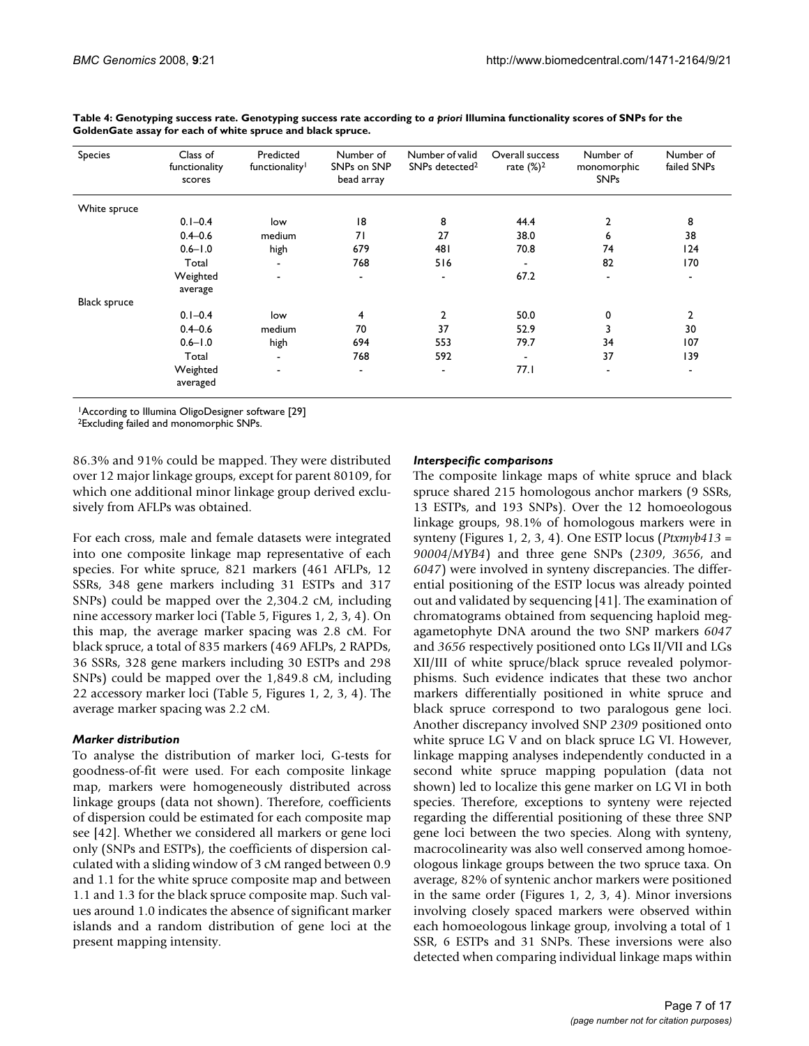**Table 4: Genotyping success rate. Genotyping success rate according to *a priori* Illumina functionality scores of SNPs for the GoldenGate assay for each of white spruce and black spruce.**

| Species | Class of functionality scores | Predicted functionality[1] | Number of SNPs on SNP bead array | Number of valid SNPs detected[2] | Overall success rate (%)[2] | Number of monomorphic SNPs | Number of failed SNPs |
|---|---|---|---|---|---|---|---|
| White spruce | | | | | | | |
| | 0.1–0.4 | low | 18 | 8 | 44.4 | 2 | 8 |
| | 0.4–0.6 | medium | 71 | 27 | 38.0 | 6 | 38 |
| | 0.6–1.0 | high | 679 | 481 | 70.8 | 74 | 124 |
| | Total | - | 768 | 516 | - | 82 | 170 |
| | Weighted average | - | - | - | 67.2 | - | - |
| Black spruce | | | | | | | |
| | 0.1–0.4 | low | 4 | 2 | 50.0 | 0 | 2 |
| | 0.4–0.6 | medium | 70 | 37 | 52.9 | 3 | 30 |
| | 0.6–1.0 | high | 694 | 553 | 79.7 | 34 | 107 |
| | Total | - | 768 | 592 | - | 37 | 139 |
| | Weighted averaged | - | - | - | 77.1 | - | - |

[1]According to Illumina OligoDesigner software [29]
[2]Excluding failed and monomorphic SNPs.

86.3% and 91% could be mapped. They were distributed over 12 major linkage groups, except for parent 80109, for which one additional minor linkage group derived exclusively from AFLPs was obtained.

For each cross, male and female datasets were integrated into one composite linkage map representative of each species. For white spruce, 821 markers (461 AFLPs, 12 SSRs, 348 gene markers including 31 ESTPs and 317 SNPs) could be mapped over the 2,304.2 cM, including nine accessory marker loci (Table 5, Figures 1, 2, 3, 4). On this map, the average marker spacing was 2.8 cM. For black spruce, a total of 835 markers (469 AFLPs, 2 RAPDs, 36 SSRs, 328 gene markers including 30 ESTPs and 298 SNPs) could be mapped over the 1,849.8 cM, including 22 accessory marker loci (Table 5, Figures 1, 2, 3, 4). The average marker spacing was 2.2 cM.

### *Marker distribution*

To analyse the distribution of marker loci, G-tests for goodness-of-fit were used. For each composite linkage map, markers were homogeneously distributed across linkage groups (data not shown). Therefore, coefficients of dispersion could be estimated for each composite map see [42]. Whether we considered all markers or gene loci only (SNPs and ESTPs), the coefficients of dispersion calculated with a sliding window of 3 cM ranged between 0.9 and 1.1 for the white spruce composite map and between 1.1 and 1.3 for the black spruce composite map. Such values around 1.0 indicates the absence of significant marker islands and a random distribution of gene loci at the present mapping intensity.

### *Interspecific comparisons*

The composite linkage maps of white spruce and black spruce shared 215 homologous anchor markers (9 SSRs, 13 ESTPs, and 193 SNPs). Over the 12 homoeologous linkage groups, 98.1% of homologous markers were in synteny (Figures 1, 2, 3, 4). One ESTP locus (*Ptxmyb413* = *90004*/*MYB4*) and three gene SNPs (*2309*, *3656*, and *6047*) were involved in synteny discrepancies. The differential positioning of the ESTP locus was already pointed out and validated by sequencing [41]. The examination of chromatograms obtained from sequencing haploid megagametophyte DNA around the two SNP markers *6047* and *3656* respectively positioned onto LGs II/VII and LGs XII/III of white spruce/black spruce revealed polymorphisms. Such evidence indicates that these two anchor markers differentially positioned in white spruce and black spruce correspond to two paralogous gene loci. Another discrepancy involved SNP *2309* positioned onto white spruce LG V and on black spruce LG VI. However, linkage mapping analyses independently conducted in a second white spruce mapping population (data not shown) led to localize this gene marker on LG VI in both species. Therefore, exceptions to synteny were rejected regarding the differential positioning of these three SNP gene loci between the two species. Along with synteny, macrocolinearity was also well conserved among homoeologous linkage groups between the two spruce taxa. On average, 82% of syntenic anchor markers were positioned in the same order (Figures 1, 2, 3, 4). Minor inversions involving closely spaced markers were observed within each homoeologous linkage group, involving a total of 1 SSR, 6 ESTPs and 31 SNPs. These inversions were also detected when comparing individual linkage maps within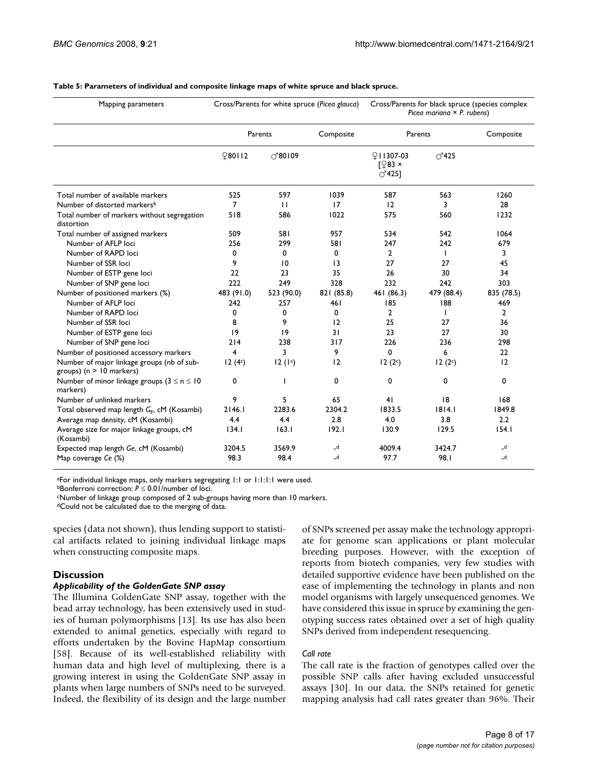**Table 5: Parameters of individual and composite linkage maps of white spruce and black spruce.**

| Mapping parameters | Cross/Parents for white spruce (*Picea glauca*) | | | Cross/Parents for black spruce (species complex *Picea mariana* × *P. rubens*) | | |
|---|---|---|---|---|---|---|
| | Parents | | Composite | Parents | | Composite |
| | ♀80112 | ♂80109 | | ♀11307-03 [♀83 × ♂425] | ♂425 | |
| Total number of available markers | 525 | 597 | 1039 | 587 | 563 | 1260 |
| Number of distorted markers[b] | 7 | 11 | 17 | 12 | 3 | 28 |
| Total number of markers without segregation distortion | 518 | 586 | 1022 | 575 | 560 | 1232 |
| Total number of assigned markers | 509 | 581 | 957 | 534 | 542 | 1064 |
| Number of AFLP loci | 256 | 299 | 581 | 247 | 242 | 679 |
| Number of RAPD loci | 0 | 0 | 0 | 2 | 1 | 3 |
| Number of SSR loci | 9 | 10 | 13 | 27 | 27 | 45 |
| Number of ESTP gene loci | 22 | 23 | 35 | 26 | 30 | 34 |
| Number of SNP gene loci | 222 | 249 | 328 | 232 | 242 | 303 |
| Number of positioned markers (%) | 483 (91.0) | 523 (90.0) | 821 (85.8) | 461 (86.3) | 479 (88.4) | 835 (78.5) |
| Number of AFLP loci | 242 | 257 | 461 | 185 | 188 | 469 |
| Number of RAPD loci | 0 | 0 | 0 | 2 | 1 | 2 |
| Number of SSR loci | 8 | 9 | 12 | 25 | 27 | 36 |
| Number of ESTP gene loci | 19 | 19 | 31 | 23 | 27 | 30 |
| Number of SNP gene loci | 214 | 238 | 317 | 226 | 236 | 298 |
| Number of positioned accessory markers | 4 | 3 | 9 | 0 | 6 | 22 |
| Number of major linkage groups (nb of sub-groups) (n > 10 markers) | 12 (4[c]) | 12 (1[c]) | 12 | 12 (2[c]) | 12 (2[c]) | 12 |
| Number of minor linkage groups (3 ≤ n ≤ 10 markers) | 0 | 1 | 0 | 0 | 0 | 0 |
| Number of unlinked markers | 9 | 5 | 65 | 41 | 18 | 168 |
| Total observed map length $G_F$, cM (Kosambi) | 2146.1 | 2283.6 | 2304.2 | 1833.5 | 1814.1 | 1849.8 |
| Average map density, cM (Kosambi) | 4.4 | 4.4 | 2.8 | 4.0 | 3.8 | 2.2 |
| Average size for major linkage groups, cM (Kosambi) | 134.1 | 163.1 | 192.1 | 130.9 | 129.5 | 154.1 |
| Expected map length *Ge*, cM (Kosambi) | 3204.5 | 3569.9 | -[d] | 4009.4 | 3424.7 | -[d] |
| Map coverage *Ce* (%) | 98.3 | 98.4 | -[d] | 97.7 | 98.1 | -[d] |

[a]For individual linkage maps, only markers segregating 1:1 or 1:1:1:1 were used.
[b]Bonferroni correction: $P \leq 0.01$/number of loci.
[c]Number of linkage group composed of 2 sub-groups having more than 10 markers.
[d]Could not be calculated due to the merging of data.

species (data not shown), thus lending support to statistical artifacts related to joining individual linkage maps when constructing composite maps.

## Discussion

### *Applicability of the GoldenGate SNP assay*

The Illumina GoldenGate SNP assay, together with the bead array technology, has been extensively used in studies of human polymorphisms [13]. Its use has also been extended to animal genetics, especially with regard to efforts undertaken by the Bovine HapMap consortium [58]. Because of its well-established reliability with human data and high level of multiplexing, there is a growing interest in using the GoldenGate SNP assay in plants when large numbers of SNPs need to be surveyed. Indeed, the flexibility of its design and the large number of SNPs screened per assay make the technology appropriate for genome scan applications or plant molecular breeding purposes. However, with the exception of reports from biotech companies, very few studies with detailed supportive evidence have been published on the ease of implementing the technology in plants and non model organisms with largely unsequenced genomes. We have considered this issue in spruce by examining the genotyping success rates obtained over a set of high quality SNPs derived from independent resequencing.

#### *Call rate*

The call rate is the fraction of genotypes called over the possible SNP calls after having excluded unsuccessful assays [30]. In our data, the SNPs retained for genetic mapping analysis had call rates greater than 96%. Their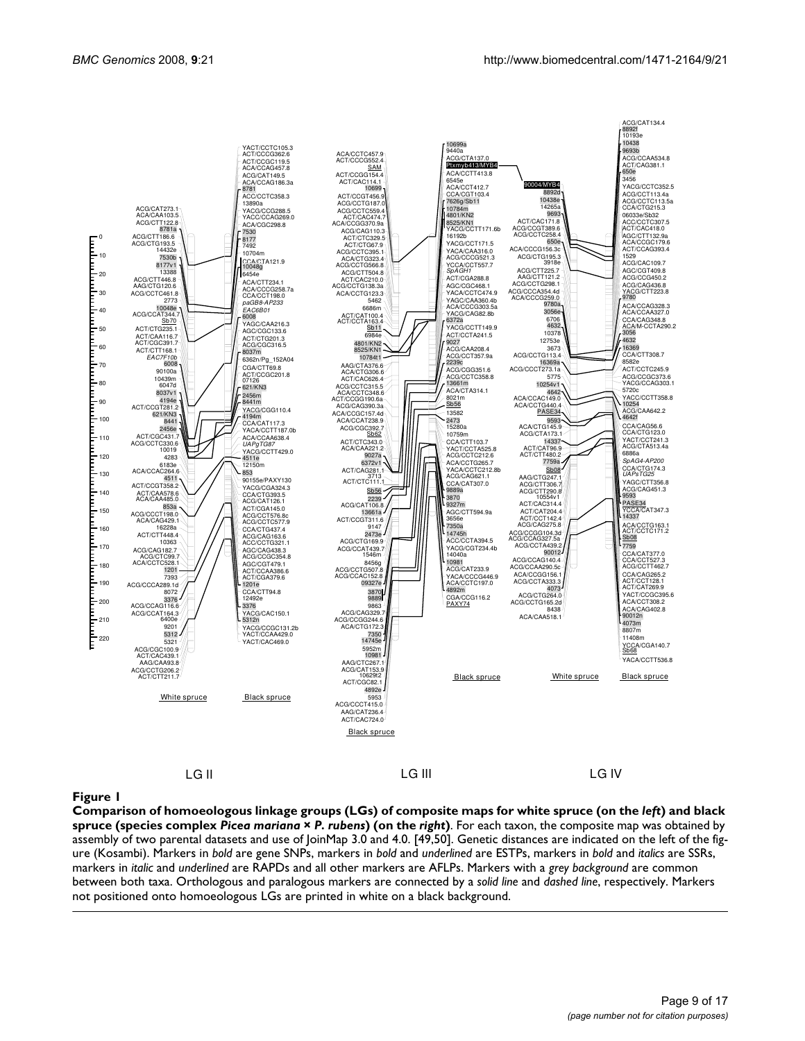**Figure 1**

**Comparison of homoeologous linkage groups (LGs) of composite maps for white spruce (on the *left*) and black spruce (species complex *Picea mariana* × *P. rubens*) (on the *right*)**. For each taxon, the composite map was obtained by assembly of two parental datasets and use of JoinMap 3.0 and 4.0. [49,50]. Genetic distances are indicated on the left of the figure (Kosambi). Markers in *bold* are gene SNPs, markers in *bold* and *underlined* are ESTPs, markers in *bold* and *italics* are SSRs, markers in *italic* and *underlined* are RAPDs and all other markers are AFLPs. Markers with a *grey background* are common between both taxa. Orthologous and paralogous markers are connected by a *solid line* and *dashed line*, respectively. Markers not positioned onto homoeologous LGs are printed in white on a black background.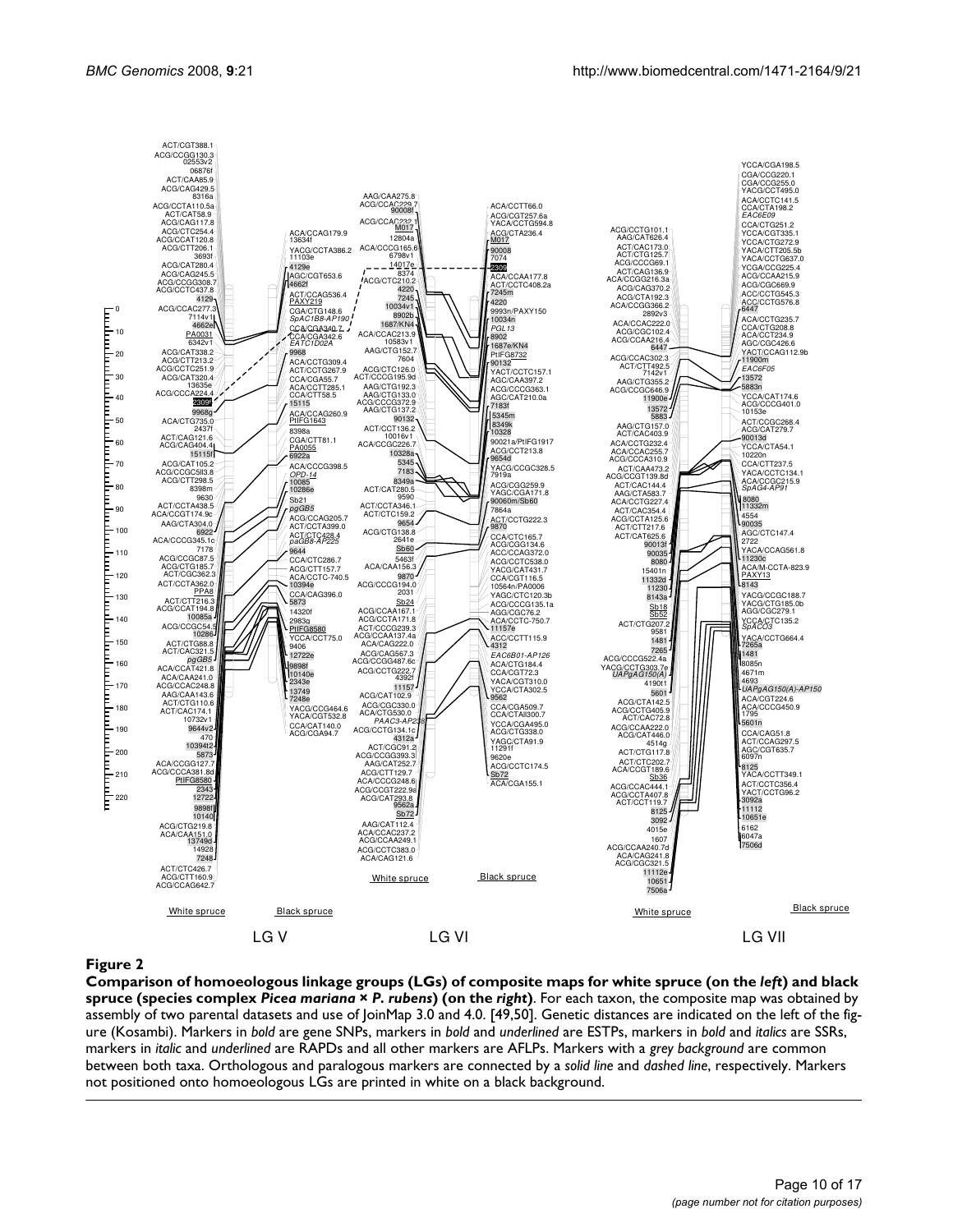**Figure 2**

**Comparison of homoeologous linkage groups (LGs) of composite maps for white spruce (on the *left*) and black spruce (species complex *Picea mariana* × *P. rubens*) (on the *right*)**. For each taxon, the composite map was obtained by assembly of two parental datasets and use of JoinMap 3.0 and 4.0. [49,50]. Genetic distances are indicated on the left of the figure (Kosambi). Markers in *bold* are gene SNPs, markers in *bold* and *underlined* are ESTPs, markers in *bold* and *italics* are SSRs, markers in *italic* and *underlined* are RAPDs and all other markers are AFLPs. Markers with a *grey background* are common between both taxa. Orthologous and paralogous markers are connected by a *solid line* and *dashed line*, respectively. Markers not positioned onto homoeologous LGs are printed in white on a black background.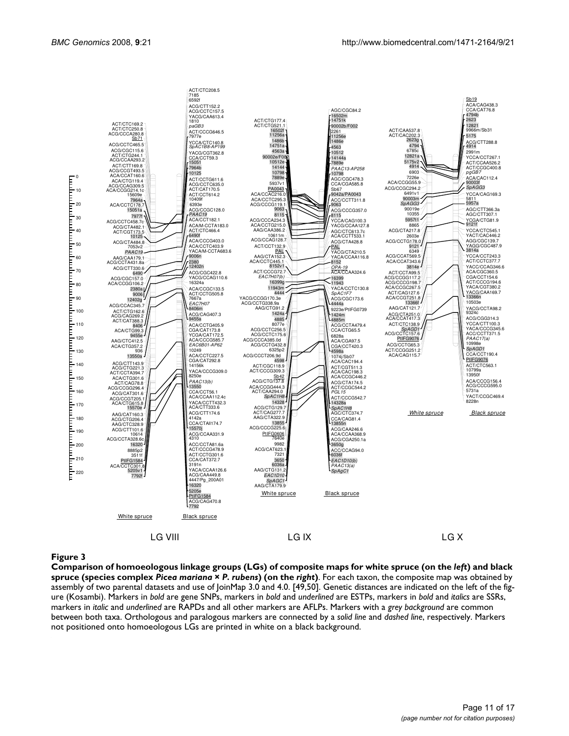**Figure 3**

**Comparison of homoeologous linkage groups (LGs) of composite maps for white spruce (on the *left*) and black spruce (species complex *Picea mariana* × *P. rubens*) (on the *right*)**. For each taxon, the composite map was obtained by assembly of two parental datasets and use of JoinMap 3.0 and 4.0. [49,50]. Genetic distances are indicated on the left of the figure (Kosambi). Markers in *bold* are gene SNPs, markers in *bold* and *underlined* are ESTPs, markers in *bold* and *italics* are SSRs, markers in *italic* and *underlined* are RAPDs and all other markers are AFLPs. Markers with a *grey background* are common between both taxa. Orthologous and paralogous markers are connected by a *solid line* and *dashed line*, respectively. Markers not positioned onto homoeologous LGs are printed in white on a black background.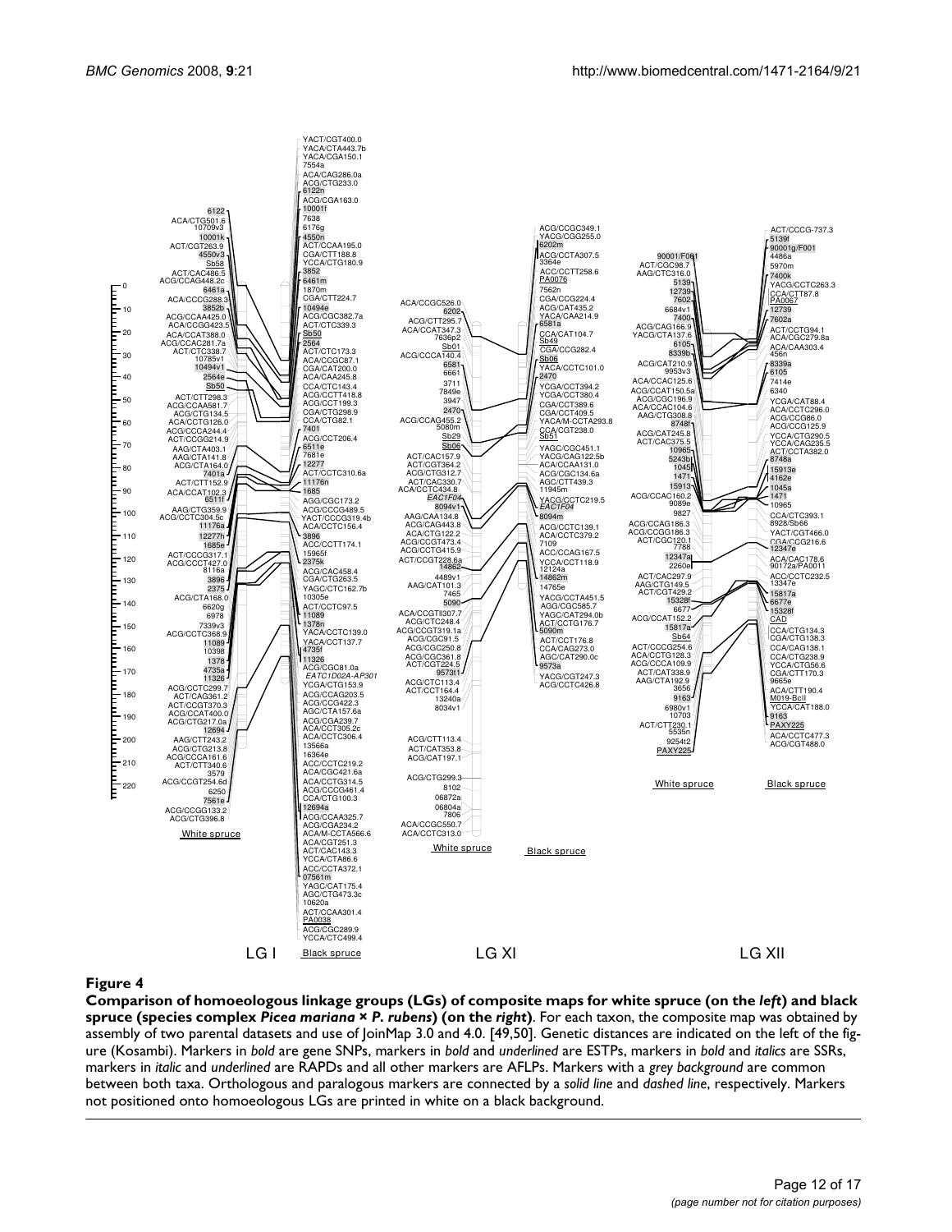**Figure 4**

**Comparison of homoeologous linkage groups (LGs) of composite maps for white spruce (on the *left*) and black spruce (species complex *Picea mariana* × *P. rubens*) (on the *right*)**. For each taxon, the composite map was obtained by assembly of two parental datasets and use of JoinMap 3.0 and 4.0. [49,50]. Genetic distances are indicated on the left of the figure (Kosambi). Markers in **bold** are gene SNPs, markers in **bold** and underlined are ESTPs, markers in ***bold* and *italics*** are SSRs, markers in *italic* and underlined are RAPDs and all other markers are AFLPs. Markers with a *grey background* are common between both taxa. Orthologous and paralogous markers are connected by a *solid line* and *dashed line*, respectively. Markers not positioned onto homoeologous LGs are printed in white on a black background.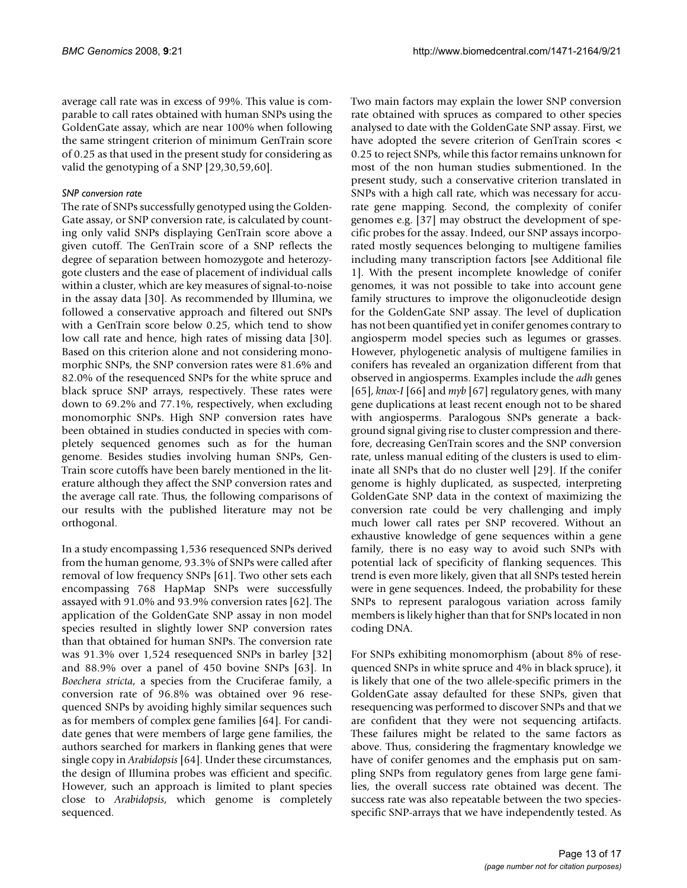average call rate was in excess of 99%. This value is comparable to call rates obtained with human SNPs using the GoldenGate assay, which are near 100% when following the same stringent criterion of minimum GenTrain score of 0.25 as that used in the present study for considering as valid the genotyping of a SNP [29,30,59,60].

#### *SNP conversion rate*

The rate of SNPs successfully genotyped using the GoldenGate assay, or SNP conversion rate, is calculated by counting only valid SNPs displaying GenTrain score above a given cutoff. The GenTrain score of a SNP reflects the degree of separation between homozygote and heterozygote clusters and the ease of placement of individual calls within a cluster, which are key measures of signal-to-noise in the assay data [30]. As recommended by Illumina, we followed a conservative approach and filtered out SNPs with a GenTrain score below 0.25, which tend to show low call rate and hence, high rates of missing data [30]. Based on this criterion alone and not considering monomorphic SNPs, the SNP conversion rates were 81.6% and 82.0% of the resequenced SNPs for the white spruce and black spruce SNP arrays, respectively. These rates were down to 69.2% and 77.1%, respectively, when excluding monomorphic SNPs. High SNP conversion rates have been obtained in studies conducted in species with completely sequenced genomes such as for the human genome. Besides studies involving human SNPs, GenTrain score cutoffs have been barely mentioned in the literature although they affect the SNP conversion rates and the average call rate. Thus, the following comparisons of our results with the published literature may not be orthogonal.

In a study encompassing 1,536 resequenced SNPs derived from the human genome, 93.3% of SNPs were called after removal of low frequency SNPs [61]. Two other sets each encompassing 768 HapMap SNPs were successfully assayed with 91.0% and 93.9% conversion rates [62]. The application of the GoldenGate SNP assay in non model species resulted in slightly lower SNP conversion rates than that obtained for human SNPs. The conversion rate was 91.3% over 1,524 resequenced SNPs in barley [32] and 88.9% over a panel of 450 bovine SNPs [63]. In *Boechera stricta*, a species from the Cruciferae family, a conversion rate of 96.8% was obtained over 96 resequenced SNPs by avoiding highly similar sequences such as for members of complex gene families [64]. For candidate genes that were members of large gene families, the authors searched for markers in flanking genes that were single copy in *Arabidopsis* [64]. Under these circumstances, the design of Illumina probes was efficient and specific. However, such an approach is limited to plant species close to *Arabidopsis*, which genome is completely sequenced.

Two main factors may explain the lower SNP conversion rate obtained with spruces as compared to other species analysed to date with the GoldenGate SNP assay. First, we have adopted the severe criterion of GenTrain scores < 0.25 to reject SNPs, while this factor remains unknown for most of the non human studies submentioned. In the present study, such a conservative criterion translated in SNPs with a high call rate, which was necessary for accurate gene mapping. Second, the complexity of conifer genomes e.g. [37] may obstruct the development of specific probes for the assay. Indeed, our SNP assays incorporated mostly sequences belonging to multigene families including many transcription factors [see Additional file 1]. With the present incomplete knowledge of conifer genomes, it was not possible to take into account gene family structures to improve the oligonucleotide design for the GoldenGate SNP assay. The level of duplication has not been quantified yet in conifer genomes contrary to angiosperm model species such as legumes or grasses. However, phylogenetic analysis of multigene families in conifers has revealed an organization different from that observed in angiosperms. Examples include the *adh* genes [65], *knox-I* [66] and *myb* [67] regulatory genes, with many gene duplications at least recent enough not to be shared with angiosperms. Paralogous SNPs generate a background signal giving rise to cluster compression and therefore, decreasing GenTrain scores and the SNP conversion rate, unless manual editing of the clusters is used to eliminate all SNPs that do no cluster well [29]. If the conifer genome is highly duplicated, as suspected, interpreting GoldenGate SNP data in the context of maximizing the conversion rate could be very challenging and imply much lower call rates per SNP recovered. Without an exhaustive knowledge of gene sequences within a gene family, there is no easy way to avoid such SNPs with potential lack of specificity of flanking sequences. This trend is even more likely, given that all SNPs tested herein were in gene sequences. Indeed, the probability for these SNPs to represent paralogous variation across family members is likely higher than that for SNPs located in non coding DNA.

For SNPs exhibiting monomorphism (about 8% of resequenced SNPs in white spruce and 4% in black spruce), it is likely that one of the two allele-specific primers in the GoldenGate assay defaulted for these SNPs, given that resequencing was performed to discover SNPs and that we are confident that they were not sequencing artifacts. These failures might be related to the same factors as above. Thus, considering the fragmentary knowledge we have of conifer genomes and the emphasis put on sampling SNPs from regulatory genes from large gene families, the overall success rate obtained was decent. The success rate was also repeatable between the two species-specific SNP-arrays that we have independently tested. As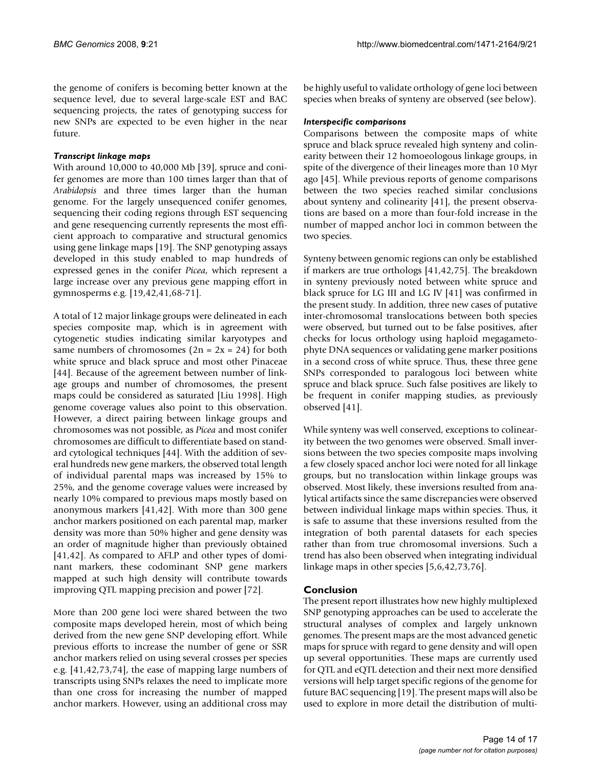the genome of conifers is becoming better known at the sequence level, due to several large-scale EST and BAC sequencing projects, the rates of genotyping success for new SNPs are expected to be even higher in the near future.

### *Transcript linkage maps*

With around 10,000 to 40,000 Mb [39], spruce and conifer genomes are more than 100 times larger than that of *Arabidopsis* and three times larger than the human genome. For the largely unsequenced conifer genomes, sequencing their coding regions through EST sequencing and gene resequencing currently represents the most efficient approach to comparative and structural genomics using gene linkage maps [19]. The SNP genotyping assays developed in this study enabled to map hundreds of expressed genes in the conifer *Picea*, which represent a large increase over any previous gene mapping effort in gymnosperms e.g. [19,42,41,68-71].

A total of 12 major linkage groups were delineated in each species composite map, which is in agreement with cytogenetic studies indicating similar karyotypes and same numbers of chromosomes ($2n = 2x = 24$) for both white spruce and black spruce and most other Pinaceae [44]. Because of the agreement between number of linkage groups and number of chromosomes, the present maps could be considered as saturated [Liu 1998]. High genome coverage values also point to this observation. However, a direct pairing between linkage groups and chromosomes was not possible, as *Picea* and most conifer chromosomes are difficult to differentiate based on standard cytological techniques [44]. With the addition of several hundreds new gene markers, the observed total length of individual parental maps was increased by 15% to 25%, and the genome coverage values were increased by nearly 10% compared to previous maps mostly based on anonymous markers [41,42]. With more than 300 gene anchor markers positioned on each parental map, marker density was more than 50% higher and gene density was an order of magnitude higher than previously obtained [41,42]. As compared to AFLP and other types of dominant markers, these codominant SNP gene markers mapped at such high density will contribute towards improving QTL mapping precision and power [72].

More than 200 gene loci were shared between the two composite maps developed herein, most of which being derived from the new gene SNP developing effort. While previous efforts to increase the number of gene or SSR anchor markers relied on using several crosses per species e.g. [41,42,73,74], the ease of mapping large numbers of transcripts using SNPs relaxes the need to implicate more than one cross for increasing the number of mapped anchor markers. However, using an additional cross may be highly useful to validate orthology of gene loci between species when breaks of synteny are observed (see below).

### *Interspecific comparisons*

Comparisons between the composite maps of white spruce and black spruce revealed high synteny and colinearity between their 12 homoeologous linkage groups, in spite of the divergence of their lineages more than 10 Myr ago [45]. While previous reports of genome comparisons between the two species reached similar conclusions about synteny and colinearity [41], the present observations are based on a more than four-fold increase in the number of mapped anchor loci in common between the two species.

Synteny between genomic regions can only be established if markers are true orthologs [41,42,75]. The breakdown in synteny previously noted between white spruce and black spruce for LG III and LG IV [41] was confirmed in the present study. In addition, three new cases of putative inter-chromosomal translocations between both species were observed, but turned out to be false positives, after checks for locus orthology using haploid megagametophyte DNA sequences or validating gene marker positions in a second cross of white spruce. Thus, these three gene SNPs corresponded to paralogous loci between white spruce and black spruce. Such false positives are likely to be frequent in conifer mapping studies, as previously observed [41].

While synteny was well conserved, exceptions to colinearity between the two genomes were observed. Small inversions between the two species composite maps involving a few closely spaced anchor loci were noted for all linkage groups, but no translocation within linkage groups was observed. Most likely, these inversions resulted from analytical artifacts since the same discrepancies were observed between individual linkage maps within species. Thus, it is safe to assume that these inversions resulted from the integration of both parental datasets for each species rather than from true chromosomal inversions. Such a trend has also been observed when integrating individual linkage maps in other species [5,6,42,73,76].

## Conclusion

The present report illustrates how new highly multiplexed SNP genotyping approaches can be used to accelerate the structural analyses of complex and largely unknown genomes. The present maps are the most advanced genetic maps for spruce with regard to gene density and will open up several opportunities. These maps are currently used for QTL and eQTL detection and their next more densified versions will help target specific regions of the genome for future BAC sequencing [19]. The present maps will also be used to explore in more detail the distribution of multi-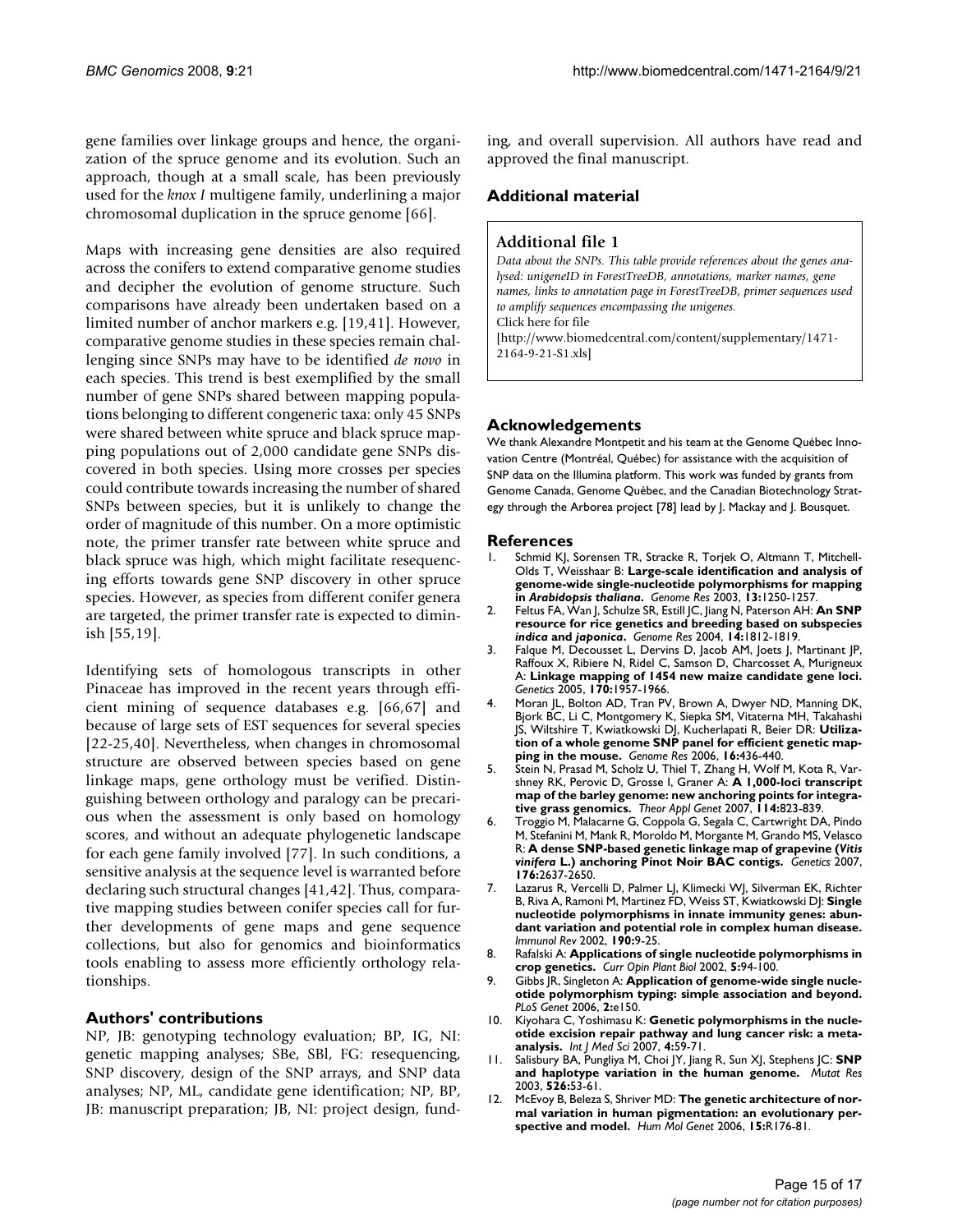gene families over linkage groups and hence, the organization of the spruce genome and its evolution. Such an approach, though at a small scale, has been previously used for the *knox I* multigene family, underlining a major chromosomal duplication in the spruce genome [66].

Maps with increasing gene densities are also required across the conifers to extend comparative genome studies and decipher the evolution of genome structure. Such comparisons have already been undertaken based on a limited number of anchor markers e.g. [19,41]. However, comparative genome studies in these species remain challenging since SNPs may have to be identified *de novo* in each species. This trend is best exemplified by the small number of gene SNPs shared between mapping populations belonging to different congeneric taxa: only 45 SNPs were shared between white spruce and black spruce mapping populations out of 2,000 candidate gene SNPs discovered in both species. Using more crosses per species could contribute towards increasing the number of shared SNPs between species, but it is unlikely to change the order of magnitude of this number. On a more optimistic note, the primer transfer rate between white spruce and black spruce was high, which might facilitate resequencing efforts towards gene SNP discovery in other spruce species. However, as species from different conifer genera are targeted, the primer transfer rate is expected to diminish [55,19].

Identifying sets of homologous transcripts in other Pinaceae has improved in the recent years through efficient mining of sequence databases e.g. [66,67] and because of large sets of EST sequences for several species [22-25,40]. Nevertheless, when changes in chromosomal structure are observed between species based on gene linkage maps, gene orthology must be verified. Distinguishing between orthology and paralogy can be precarious when the assessment is only based on homology scores, and without an adequate phylogenetic landscape for each gene family involved [77]. In such conditions, a sensitive analysis at the sequence level is warranted before declaring such structural changes [41,42]. Thus, comparative mapping studies between conifer species call for further developments of gene maps and gene sequence collections, but also for genomics and bioinformatics tools enabling to assess more efficiently orthology relationships.

## Authors' contributions

NP, JB: genotyping technology evaluation; BP, IG, NI: genetic mapping analyses; SBe, SBl, FG: resequencing, SNP discovery, design of the SNP arrays, and SNP data analyses; NP, ML, candidate gene identification; NP, BP, JB: manuscript preparation; JB, NI: project design, funding, and overall supervision. All authors have read and approved the final manuscript.

## Additional material

### Additional file 1

*Data about the SNPs. This table provide references about the genes analysed: unigeneID in ForestTreeDB, annotations, marker names, gene names, links to annotation page in ForestTreeDB, primer sequences used to amplify sequences encompassing the unigenes.*

Click here for file

[http://www.biomedcentral.com/content/supplementary/1471-2164-9-21-S1.xls]

## Acknowledgements

We thank Alexandre Montpetit and his team at the Genome Québec Innovation Centre (Montréal, Québec) for assistance with the acquisition of SNP data on the Illumina platform. This work was funded by grants from Genome Canada, Genome Québec, and the Canadian Biotechnology Strategy through the Arborea project [78] lead by J. Mackay and J. Bousquet.

## References

1. Schmid KJ, Sorensen TR, Stracke R, Torjek O, Altmann T, Mitchell-Olds T, Weisshaar B: **Large-scale identification and analysis of genome-wide single-nucleotide polymorphisms for mapping in *Arabidopsis thaliana*.** *Genome Res* 2003, **13:**1250-1257.
2. Feltus FA, Wan J, Schulze SR, Estill JC, Jiang N, Paterson AH: **An SNP resource for rice genetics and breeding based on subspecies *indica* and *japonica*.** *Genome Res* 2004, **14:**1812-1819.
3. Falque M, Decousset L, Dervins D, Jacob AM, Joets J, Martinant JP, Raffoux X, Ribiere N, Ridel C, Samson D, Charcosset A, Murigneux A: **Linkage mapping of 1454 new maize candidate gene loci.** *Genetics* 2005, **170:**1957-1966.
4. Moran JL, Bolton AD, Tran PV, Brown A, Dwyer ND, Manning DK, Bjork BC, Li C, Montgomery K, Siepka SM, Vitaterna MH, Takahashi JS, Wiltshire T, Kwiatkowski DJ, Kucherlapati R, Beier DR: **Utilization of a whole genome SNP panel for efficient genetic mapping in the mouse.** *Genome Res* 2006, **16:**436-440.
5. Stein N, Prasad M, Scholz U, Thiel T, Zhang H, Wolf M, Kota R, Varshney RK, Perovic D, Grosse I, Graner A: **A 1,000-loci transcript map of the barley genome: new anchoring points for integrative grass genomics.** *Theor Appl Genet* 2007, **114:**823-839.
6. Troggio M, Malacarne G, Coppola G, Segala C, Cartwright DA, Pindo M, Stefanini M, Mank R, Moroldo M, Morgante M, Grando MS, Velasco R: **A dense SNP-based genetic linkage map of grapevine (*Vitis vinifera* L.) anchoring Pinot Noir BAC contigs.** *Genetics* 2007, **176:**2637-2650.
7. Lazarus R, Vercelli D, Palmer LJ, Klimecki WJ, Silverman EK, Richter B, Riva A, Ramoni M, Martinez FD, Weiss ST, Kwiatkowski DJ: **Single nucleotide polymorphisms in innate immunity genes: abundant variation and potential role in complex human disease.** *Immunol Rev* 2002, **190:**9-25.
8. Rafalski A: **Applications of single nucleotide polymorphisms in crop genetics.** *Curr Opin Plant Biol* 2002, **5:**94-100.
9. Gibbs JR, Singleton A: **Application of genome-wide single nucleotide polymorphism typing: simple association and beyond.** *PLoS Genet* 2006, **2:**e150.
10. Kiyohara C, Yoshimasu K: **Genetic polymorphisms in the nucleotide excision repair pathway and lung cancer risk: a meta-analysis.** *Int J Med Sci* 2007, **4:**59-71.
11. Salisbury BA, Pungliya M, Choi JY, Jiang R, Sun XJ, Stephens JC: **SNP and haplotype variation in the human genome.** *Mutat Res* 2003, **526:**53-61.
12. McEvoy B, Beleza S, Shriver MD: **The genetic architecture of normal variation in human pigmentation: an evolutionary perspective and model.** *Hum Mol Genet* 2006, **15:**R176-81.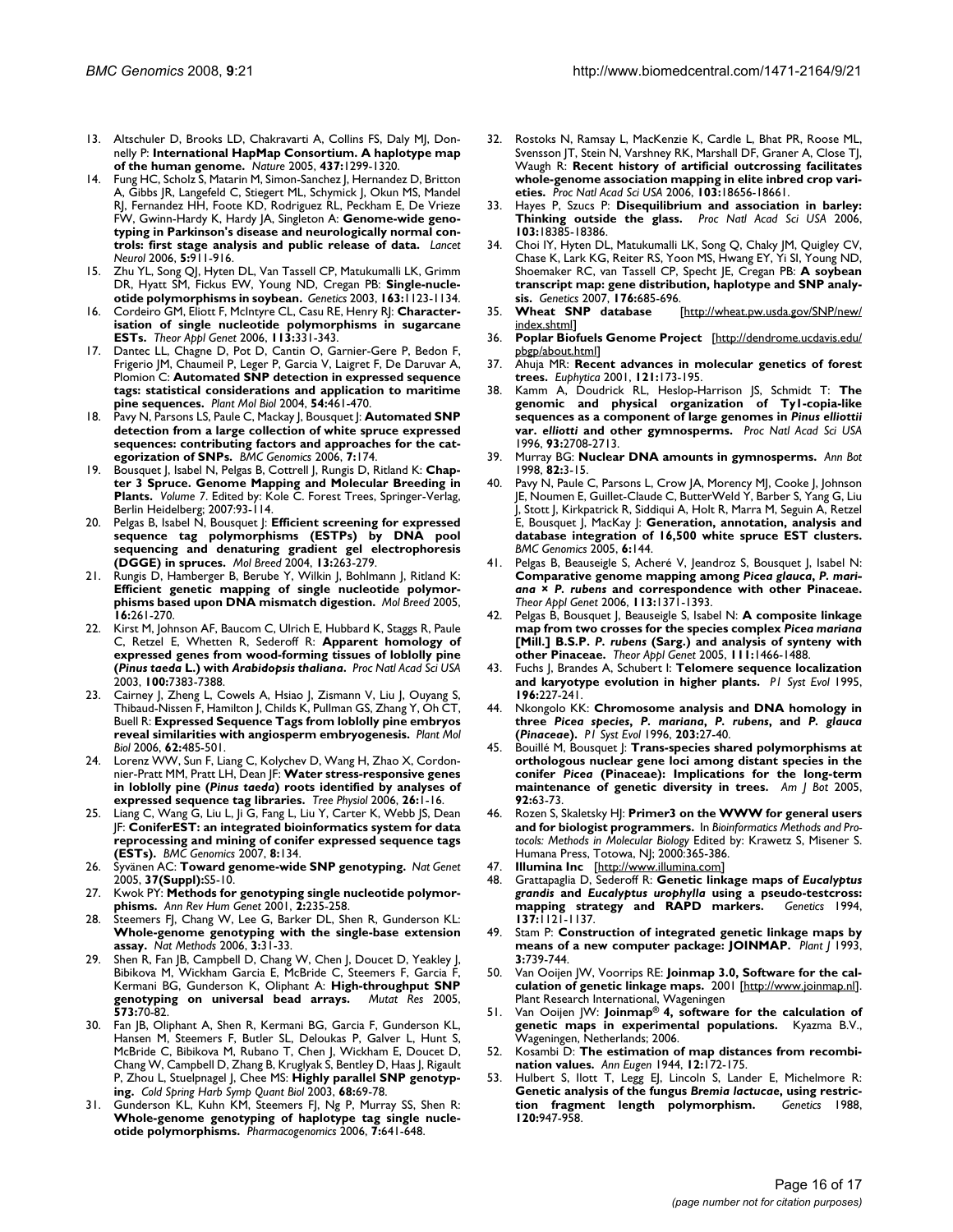13. Altschuler D, Brooks LD, Chakravarti A, Collins FS, Daly MJ, Donnelly P: **International HapMap Consortium. A haplotype map of the human genome.** *Nature* 2005, **437:**1299-1320.
14. Fung HC, Scholz S, Matarin M, Simon-Sanchez J, Hernandez D, Britton A, Gibbs JR, Langefeld C, Stiegert ML, Schymick J, Okun MS, Mandel RJ, Fernandez HH, Foote KD, Rodriguez RL, Peckham E, De Vrieze FW, Gwinn-Hardy K, Hardy JA, Singleton A: **Genome-wide genotyping in Parkinson's disease and neurologically normal controls: first stage analysis and public release of data.** *Lancet Neurol* 2006, **5:**911-916.
15. Zhu YL, Song QJ, Hyten DL, Van Tassell CP, Matukumalli LK, Grimm DR, Hyatt SM, Fickus EW, Young ND, Cregan PB: **Single-nucleotide polymorphisms in soybean.** *Genetics* 2003, **163:**1123-1134.
16. Cordeiro GM, Eliott F, McIntyre CL, Casu RE, Henry RJ: **Characterisation of single nucleotide polymorphisms in sugarcane ESTs.** *Theor Appl Genet* 2006, **113:**331-343.
17. Dantec LL, Chagne D, Pot D, Cantin O, Garnier-Gere P, Bedon F, Frigerio JM, Chaumeil P, Leger P, Garcia V, Laigret F, De Daruvar A, Plomion C: **Automated SNP detection in expressed sequence tags: statistical considerations and application to maritime pine sequences.** *Plant Mol Biol* 2004, **54:**461-470.
18. Pavy N, Parsons LS, Paule C, Mackay J, Bousquet J: **Automated SNP detection from a large collection of white spruce expressed sequences: contributing factors and approaches for the categorization of SNPs.** *BMC Genomics* 2006, **7:**174.
19. Bousquet J, Isabel N, Pelgas B, Cottrell J, Rungis D, Ritland K: **Chapter 3 Spruce. Genome Mapping and Molecular Breeding in Plants.** *Volume 7*. Edited by: Kole C. Forest Trees, Springer-Verlag, Berlin Heidelberg; 2007:93-114.
20. Pelgas B, Isabel N, Bousquet J: **Efficient screening for expressed sequence tag polymorphisms (ESTPs) by DNA pool sequencing and denaturing gradient gel electrophoresis (DGGE) in spruces.** *Mol Breed* 2004, **13:**263-279.
21. Rungis D, Hamberger B, Berube Y, Wilkin J, Bohlmann J, Ritland K: **Efficient genetic mapping of single nucleotide polymorphisms based upon DNA mismatch digestion.** *Mol Breed* 2005, **16:**261-270.
22. Kirst M, Johnson AF, Baucom C, Ulrich E, Hubbard K, Staggs R, Paule C, Retzel E, Whetten R, Sederoff R: **Apparent homology of expressed genes from wood-forming tissues of loblolly pine (*Pinus taeda* L.) with *Arabidopsis thaliana*.** *Proc Natl Acad Sci USA* 2003, **100:**7383-7388.
23. Cairney J, Zheng L, Cowels A, Hsiao J, Zismann V, Liu J, Ouyang S, Thibaud-Nissen F, Hamilton J, Childs K, Pullman GS, Zhang Y, Oh CT, Buell R: **Expressed Sequence Tags from loblolly pine embryos reveal similarities with angiosperm embryogenesis.** *Plant Mol Biol* 2006, **62:**485-501.
24. Lorenz WW, Sun F, Liang C, Kolychev D, Wang H, Zhao X, Cordonnier-Pratt MM, Pratt LH, Dean JF: **Water stress-responsive genes in loblolly pine (*Pinus taeda*) roots identified by analyses of expressed sequence tag libraries.** *Tree Physiol* 2006, **26:**1-16.
25. Liang C, Wang G, Liu L, Ji G, Fang L, Liu Y, Carter K, Webb JS, Dean JF: **ConiferEST: an integrated bioinformatics system for data reprocessing and mining of conifer expressed sequence tags (ESTs).** *BMC Genomics* 2007, **8:**134.
26. Syvänen AC: **Toward genome-wide SNP genotyping.** *Nat Genet* 2005, **37(Suppl):**S5-10.
27. Kwok PY: **Methods for genotyping single nucleotide polymorphisms.** *Ann Rev Hum Genet* 2001, **2:**235-258.
28. Steemers FJ, Chang W, Lee G, Barker DL, Shen R, Gunderson KL: **Whole-genome genotyping with the single-base extension assay.** *Nat Methods* 2006, **3:**31-33.
29. Shen R, Fan JB, Campbell D, Chang W, Chen J, Doucet D, Yeakley J, Bibikova M, Wickham Garcia E, McBride C, Steemers F, Garcia F, Kermani BG, Gunderson K, Oliphant A: **High-throughput SNP genotyping on universal bead arrays.** *Mutat Res* 2005, **573:**70-82.
30. Fan JB, Oliphant A, Shen R, Kermani BG, Garcia F, Gunderson KL, Hansen M, Steemers F, Butler SL, Deloukas P, Galver L, Hunt S, McBride C, Bibikova M, Rubano T, Chen J, Wickham E, Doucet D, Chang W, Campbell D, Zhang B, Kruglyak S, Bentley D, Haas J, Rigault P, Zhou L, Stuelpnagel J, Chee MS: **Highly parallel SNP genotyping.** *Cold Spring Harb Symp Quant Biol* 2003, **68:**69-78.
31. Gunderson KL, Kuhn KM, Steemers FJ, Ng P, Murray SS, Shen R: **Whole-genome genotyping of haplotype tag single nucleotide polymorphisms.** *Pharmacogenomics* 2006, **7:**641-648.
32. Rostoks N, Ramsay L, MacKenzie K, Cardle L, Bhat PR, Roose ML, Svensson JT, Stein N, Varshney RK, Marshall DF, Graner A, Close TJ, Waugh R: **Recent history of artificial outcrossing facilitates whole-genome association mapping in elite inbred crop varieties.** *Proc Natl Acad Sci USA* 2006, **103:**18656-18661.
33. Hayes P, Szucs P: **Disequilibrium and association in barley: Thinking outside the glass.** *Proc Natl Acad Sci USA* 2006, **103:**18385-18386.
34. Choi IY, Hyten DL, Matukumalli LK, Song Q, Chaky JM, Quigley CV, Chase K, Lark KG, Reiter RS, Yoon MS, Hwang EY, Yi SI, Young ND, Shoemaker RC, van Tassell CP, Specht JE, Cregan PB: **A soybean transcript map: gene distribution, haplotype and SNP analysis.** *Genetics* 2007, **176:**685-696.
35. **Wheat SNP database** [http://wheat.pw.usda.gov/SNP/new/index.shtml]
36. **Poplar Biofuels Genome Project** [http://dendrome.ucdavis.edu/pbgp/about.html]
37. Ahuja MR: **Recent advances in molecular genetics of forest trees.** *Euphytica* 2001, **121:**173-195.
38. Kamm A, Doudrick RL, Heslop-Harrison JS, Schmidt T: **The genomic and physical organization of Ty1-copia-like sequences as a component of large genomes in *Pinus elliottii* var. *elliotti* and other gymnosperms.** *Proc Natl Acad Sci USA* 1996, **93:**2708-2713.
39. Murray BG: **Nuclear DNA amounts in gymnosperms.** *Ann Bot* 1998, **82:**3-15.
40. Pavy N, Paule C, Parsons L, Crow JA, Morency MJ, Cooke J, Johnson JE, Noumen E, Guillet-Claude C, ButterWeld Y, Barber S, Yang G, Liu J, Stott J, Kirkpatrick R, Siddiqui A, Holt R, Marra M, Seguin A, Retzel E, Bousquet J, MacKay J: **Generation, annotation, analysis and database integration of 16,500 white spruce EST clusters.** *BMC Genomics* 2005, **6:**144.
41. Pelgas B, Beauseigle S, Acheré V, Jeandroz S, Bousquet J, Isabel N: **Comparative genome mapping among *Picea glauca*, *P. mariana* × *P. rubens* and correspondence with other Pinaceae.** *Theor Appl Genet* 2006, **113:**1371-1393.
42. Pelgas B, Bousquet J, Beauseigle S, Isabel N: **A composite linkage map from two crosses for the species complex *Picea mariana* [Mill.] B.S.P. *P. rubens* (Sarg.) and analysis of synteny with other Pinaceae.** *Theor Appl Genet* 2005, **111:**1466-1488.
43. Fuchs J, Brandes A, Schubert I: **Telomere sequence localization and karyotype evolution in higher plants.** *Pl Syst Evol* 1995, **196:**227-241.
44. Nkongolo KK: **Chromosome analysis and DNA homology in three *Picea species*, *P. mariana*, *P. rubens*, and *P. glauca* (*Pinaceae*).** *Pl Syst Evol* 1996, **203:**27-40.
45. Bouillé M, Bousquet J: **Trans-species shared polymorphisms at orthologous nuclear gene loci among distant species in the conifer *Picea* (Pinaceae): Implications for the long-term maintenance of genetic diversity in trees.** *Am J Bot* 2005, **92:**63-73.
46. Rozen S, Skaletsky HJ: **Primer3 on the WWW for general users and for biologist programmers.** In *Bioinformatics Methods and Protocols: Methods in Molecular Biology* Edited by: Krawetz S, Misener S. Humana Press, Totowa, NJ; 2000:365-386.
47. **Illumina Inc** [http://www.illumina.com]
48. Grattapaglia D, Sederoff R: **Genetic linkage maps of *Eucalyptus grandis* and *Eucalyptus urophylla* using a pseudo-testcross: mapping strategy and RAPD markers.** *Genetics* 1994, **137:**1121-1137.
49. Stam P: **Construction of integrated genetic linkage maps by means of a new computer package: JOINMAP.** *Plant J* 1993, **3:**739-744.
50. Van Ooijen JW, Voorrips RE: **Joinmap 3.0, Software for the calculation of genetic linkage maps.** 2001 [http://www.joinmap.nl]. Plant Research International, Wageningen
51. Van Ooijen JW: **Joinmap® 4, software for the calculation of genetic maps in experimental populations.** Kyazma B.V., Wageningen, Netherlands; 2006.
52. Kosambi D: **The estimation of map distances from recombination values.** *Ann Eugen* 1944, **12:**172-175.
53. Hulbert S, Ilott T, Legg EJ, Lincoln S, Lander E, Michelmore R: **Genetic analysis of the fungus *Bremia lactucae*, using restriction fragment length polymorphism.** *Genetics* 1988, **120:**947-958.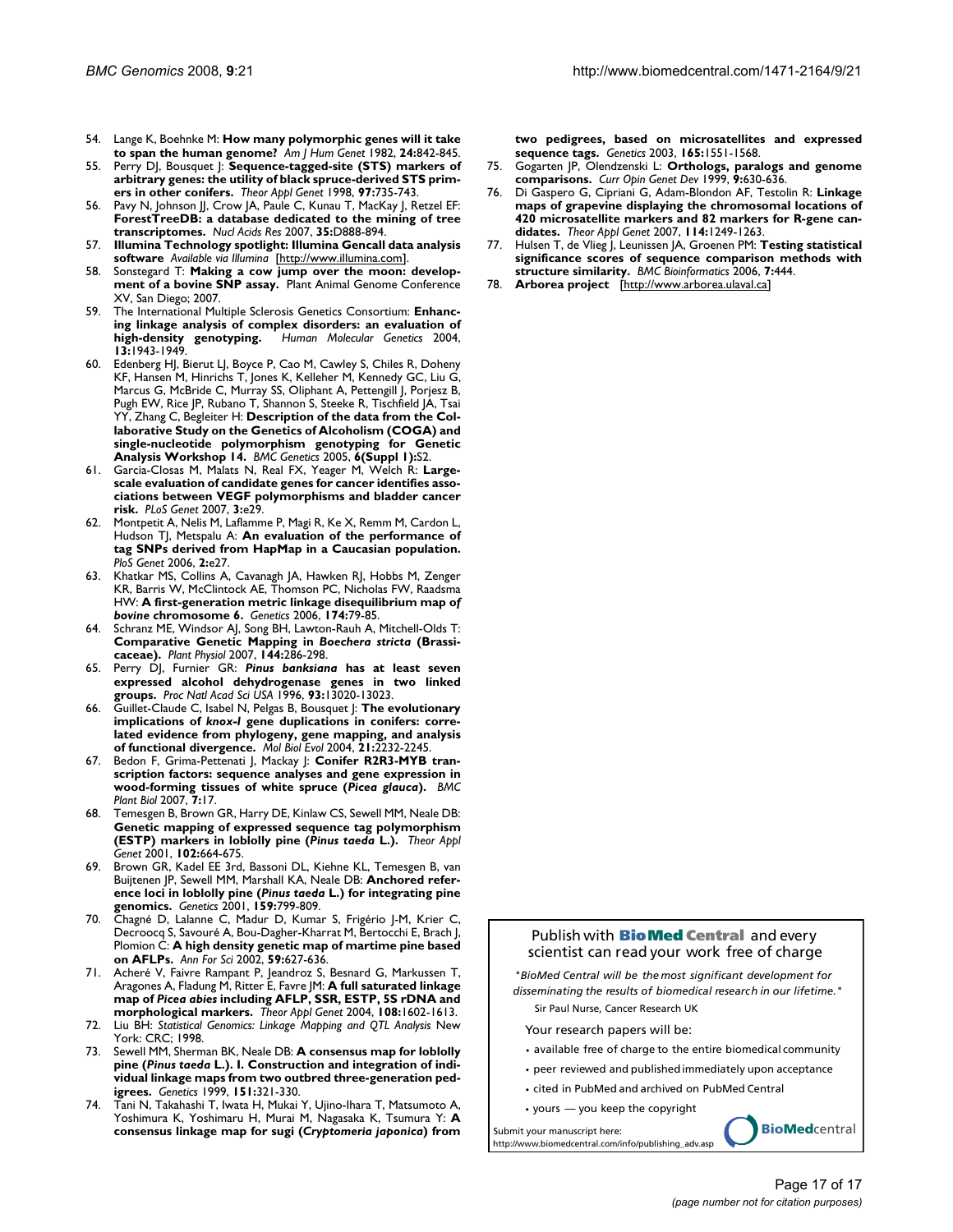54. Lange K, Boehnke M: **How many polymorphic genes will it take to span the human genome?** *Am J Hum Genet* 1982, **24:**842-845.
55. Perry DJ, Bousquet J: **Sequence-tagged-site (STS) markers of arbitrary genes: the utility of black spruce-derived STS primers in other conifers.** *Theor Appl Genet* 1998, **97:**735-743.
56. Pavy N, Johnson JJ, Crow JA, Paule C, Kunau T, MacKay J, Retzel EF: **ForestTreeDB: a database dedicated to the mining of tree transcriptomes.** *Nucl Acids Res* 2007, **35:**D888-894.
57. **Illumina Technology spotlight: Illumina Gencall data analysis software** *Available via Illumina* [http://www.illumina.com].
58. Sonstegard T: **Making a cow jump over the moon: development of a bovine SNP assay.** Plant Animal Genome Conference XV, San Diego; 2007.
59. The International Multiple Sclerosis Genetics Consortium: **Enhancing linkage analysis of complex disorders: an evaluation of high-density genotyping.** *Human Molecular Genetics* 2004, **13:**1943-1949.
60. Edenberg HJ, Bierut LJ, Boyce P, Cao M, Cawley S, Chiles R, Doheny KF, Hansen M, Hinrichs T, Jones K, Kelleher M, Kennedy GC, Liu G, Marcus G, McBride C, Murray SS, Oliphant A, Pettengill J, Porjesz B, Pugh EW, Rice JP, Rubano T, Shannon S, Steeke R, Tischfield JA, Tsai YY, Zhang C, Begleiter H: **Description of the data from the Collaborative Study on the Genetics of Alcoholism (COGA) and single-nucleotide polymorphism genotyping for Genetic Analysis Workshop 14.** *BMC Genetics* 2005, **6(Suppl 1):**S2.
61. Garcia-Closas M, Malats N, Real FX, Yeager M, Welch R: **Large-scale evaluation of candidate genes for cancer identifies associations between VEGF polymorphisms and bladder cancer risk.** *PLoS Genet* 2007, **3:**e29.
62. Montpetit A, Nelis M, Laflamme P, Magi R, Ke X, Remm M, Cardon L, Hudson TJ, Metspalu A: **An evaluation of the performance of tag SNPs derived from HapMap in a Caucasian population.** *PloS Genet* 2006, **2:**e27.
63. Khatkar MS, Collins A, Cavanagh JA, Hawken RJ, Hobbs M, Zenger KR, Barris W, McClintock AE, Thomson PC, Nicholas FW, Raadsma HW: **A first-generation metric linkage disequilibrium map of *bovine* chromosome 6.** *Genetics* 2006, **174:**79-85.
64. Schranz ME, Windsor AJ, Song BH, Lawton-Rauh A, Mitchell-Olds T: **Comparative Genetic Mapping in *Boechera stricta* (Brassicaceae).** *Plant Physiol* 2007, **144:**286-298.
65. Perry DJ, Furnier GR: ***Pinus banksiana* has at least seven expressed alcohol dehydrogenase genes in two linked groups.** *Proc Natl Acad Sci USA* 1996, **93:**13020-13023.
66. Guillet-Claude C, Isabel N, Pelgas B, Bousquet J: **The evolutionary implications of *knox-I* gene duplications in conifers: correlated evidence from phylogeny, gene mapping, and analysis of functional divergence.** *Mol Biol Evol* 2004, **21:**2232-2245.
67. Bedon F, Grima-Pettenati J, Mackay J: **Conifer R2R3-MYB transcription factors: sequence analyses and gene expression in wood-forming tissues of white spruce (*Picea glauca*).** *BMC Plant Biol* 2007, **7:**17.
68. Temesgen B, Brown GR, Harry DE, Kinlaw CS, Sewell MM, Neale DB: **Genetic mapping of expressed sequence tag polymorphism (ESTP) markers in loblolly pine (*Pinus taeda* L.).** *Theor Appl Genet* 2001, **102:**664-675.
69. Brown GR, Kadel EE 3rd, Bassoni DL, Kiehne KL, Temesgen B, van Buijtenen JP, Sewell MM, Marshall KA, Neale DB: **Anchored reference loci in loblolly pine (*Pinus taeda* L.) for integrating pine genomics.** *Genetics* 2001, **159:**799-809.
70. Chagné D, Lalanne C, Madur D, Kumar S, Frigério J-M, Krier C, Decroocq S, Savouré A, Bou-Dagher-Kharrat M, Bertocchi E, Brach J, Plomion C: **A high density genetic map of martime pine based on AFLPs.** *Ann For Sci* 2002, **59:**627-636.
71. Acheré V, Faivre Rampant P, Jeandroz S, Besnard G, Markussen T, Aragones A, Fladung M, Ritter E, Favre JM: **A full saturated linkage map of *Picea abies* including AFLP, SSR, ESTP, 5S rDNA and morphological markers.** *Theor Appl Genet* 2004, **108:**1602-1613.
72. Liu BH: *Statistical Genomics: Linkage Mapping and QTL Analysis* New York: CRC; 1998.
73. Sewell MM, Sherman BK, Neale DB: **A consensus map for loblolly pine (*Pinus taeda* L.). I. Construction and integration of individual linkage maps from two outbred three-generation pedigrees.** *Genetics* 1999, **151:**321-330.
74. Tani N, Takahashi T, Iwata H, Mukai Y, Ujino-Ihara T, Matsumoto A, Yoshimura K, Yoshimaru H, Murai M, Nagasaka K, Tsumura Y: **A consensus linkage map for sugi (*Cryptomeria japonica*) from two pedigrees, based on microsatellites and expressed sequence tags.** *Genetics* 2003, **165:**1551-1568.
75. Gogarten JP, Olendzenski L: **Orthologs, paralogs and genome comparisons.** *Curr Opin Genet Dev* 1999, **9:**630-636.
76. Di Gaspero G, Cipriani G, Adam-Blondon AF, Testolin R: **Linkage maps of grapevine displaying the chromosomal locations of 420 microsatellite markers and 82 markers for R-gene candidates.** *Theor Appl Genet* 2007, **114:**1249-1263.
77. Hulsen T, de Vlieg J, Leunissen JA, Groenen PM: **Testing statistical significance scores of sequence comparison methods with structure similarity.** *BMC Bioinformatics* 2006, **7:**444.
78. **Arborea project** [http://www.arborea.ulaval.ca]

Publish with **BioMed Central** and every scientist can read your work free of charge

*"BioMed Central will be the most significant development for disseminating the results of biomedical research in our lifetime."*

Sir Paul Nurse, Cancer Research UK

Your research papers will be:

- available free of charge to the entire biomedical community
- peer reviewed and published immediately upon acceptance
- cited in PubMed and archived on PubMed Central
- yours — you keep the copyright

Submit your manuscript here:
http://www.biomedcentral.com/info/publishing_adv.asp

BioMedcentral